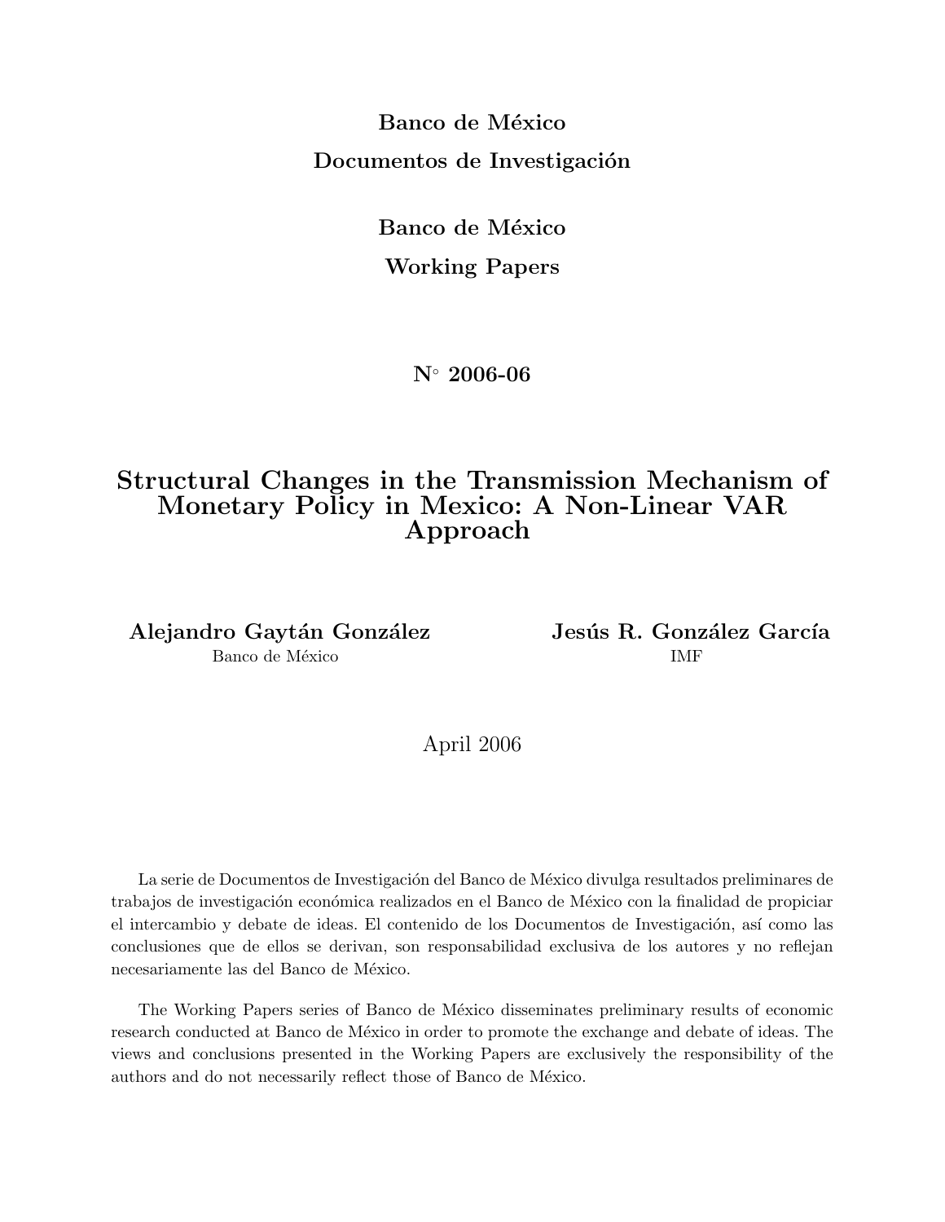**Banco de México**

**Documentos de Investigación**

**Banco de México**

**Working Papers**

**N° 2006-06**

# Structural Changes in the Transmission Mechanism of Monetary Policy in Mexico: A Non-Linear VAR Approach

**Alejandro Gaytán González**
Banco de México

**Jesús R. González García**
IMF

April 2006

La serie de Documentos de Investigación del Banco de México divulga resultados preliminares de trabajos de investigación económica realizados en el Banco de México con la finalidad de propiciar el intercambio y debate de ideas. El contenido de los Documentos de Investigación, así como las conclusiones que de ellos se derivan, son responsabilidad exclusiva de los autores y no reflejan necesariamente las del Banco de México.

The Working Papers series of Banco de México disseminates preliminary results of economic research conducted at Banco de México in order to promote the exchange and debate of ideas. The views and conclusions presented in the Working Papers are exclusively the responsibility of the authors and do not necessarily reflect those of Banco de México.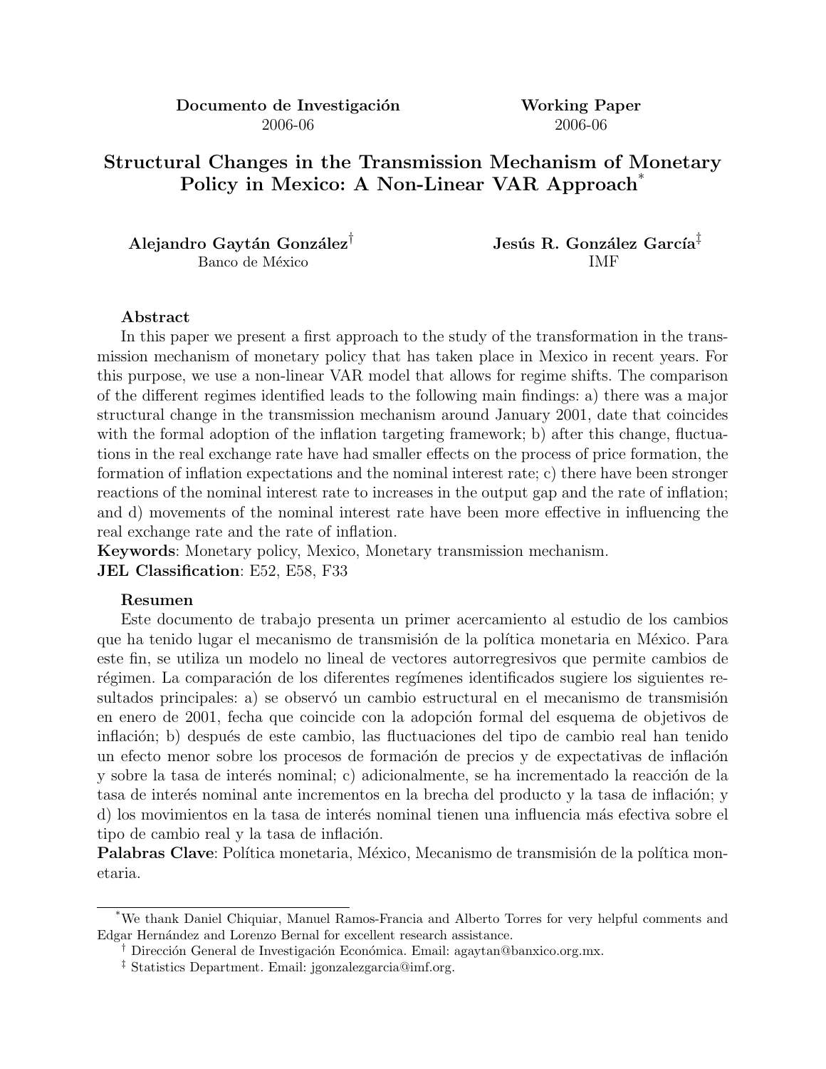**Documento de Investigación** 2006-06

**Working Paper** 2006-06

# Structural Changes in the Transmission Mechanism of Monetary Policy in Mexico: A Non-Linear VAR Approach*

**Alejandro Gaytán González**[†]
Banco de México

**Jesús R. González García**[‡]
IMF

**Abstract**

In this paper we present a first approach to the study of the transformation in the transmission mechanism of monetary policy that has taken place in Mexico in recent years. For this purpose, we use a non-linear VAR model that allows for regime shifts. The comparison of the different regimes identified leads to the following main findings: a) there was a major structural change in the transmission mechanism around January 2001, date that coincides with the formal adoption of the inflation targeting framework; b) after this change, fluctuations in the real exchange rate have had smaller effects on the process of price formation, the formation of inflation expectations and the nominal interest rate; c) there have been stronger reactions of the nominal interest rate to increases in the output gap and the rate of inflation; and d) movements of the nominal interest rate have been more effective in influencing the real exchange rate and the rate of inflation.

**Keywords**: Monetary policy, Mexico, Monetary transmission mechanism.

**JEL Classification**: E52, E58, F33

**Resumen**

Este documento de trabajo presenta un primer acercamiento al estudio de los cambios que ha tenido lugar el mecanismo de transmisión de la política monetaria en México. Para este fin, se utiliza un modelo no lineal de vectores autorregresivos que permite cambios de régimen. La comparación de los diferentes regímenes identificados sugiere los siguientes resultados principales: a) se observó un cambio estructural en el mecanismo de transmisión en enero de 2001, fecha que coincide con la adopción formal del esquema de objetivos de inflación; b) después de este cambio, las fluctuaciones del tipo de cambio real han tenido un efecto menor sobre los procesos de formación de precios y de expectativas de inflación y sobre la tasa de interés nominal; c) adicionalmente, se ha incrementado la reacción de la tasa de interés nominal ante incrementos en la brecha del producto y la tasa de inflación; y d) los movimientos en la tasa de interés nominal tienen una influencia más efectiva sobre el tipo de cambio real y la tasa de inflación.

**Palabras Clave**: Política monetaria, México, Mecanismo de transmisión de la política monetaria.

---

*We thank Daniel Chiquiar, Manuel Ramos-Francia and Alberto Torres for very helpful comments and Edgar Hernández and Lorenzo Bernal for excellent research assistance.

[†] Dirección General de Investigación Económica. Email: agaytan@banxico.org.mx.

[‡] Statistics Department. Email: jgonzalezgarcia@imf.org.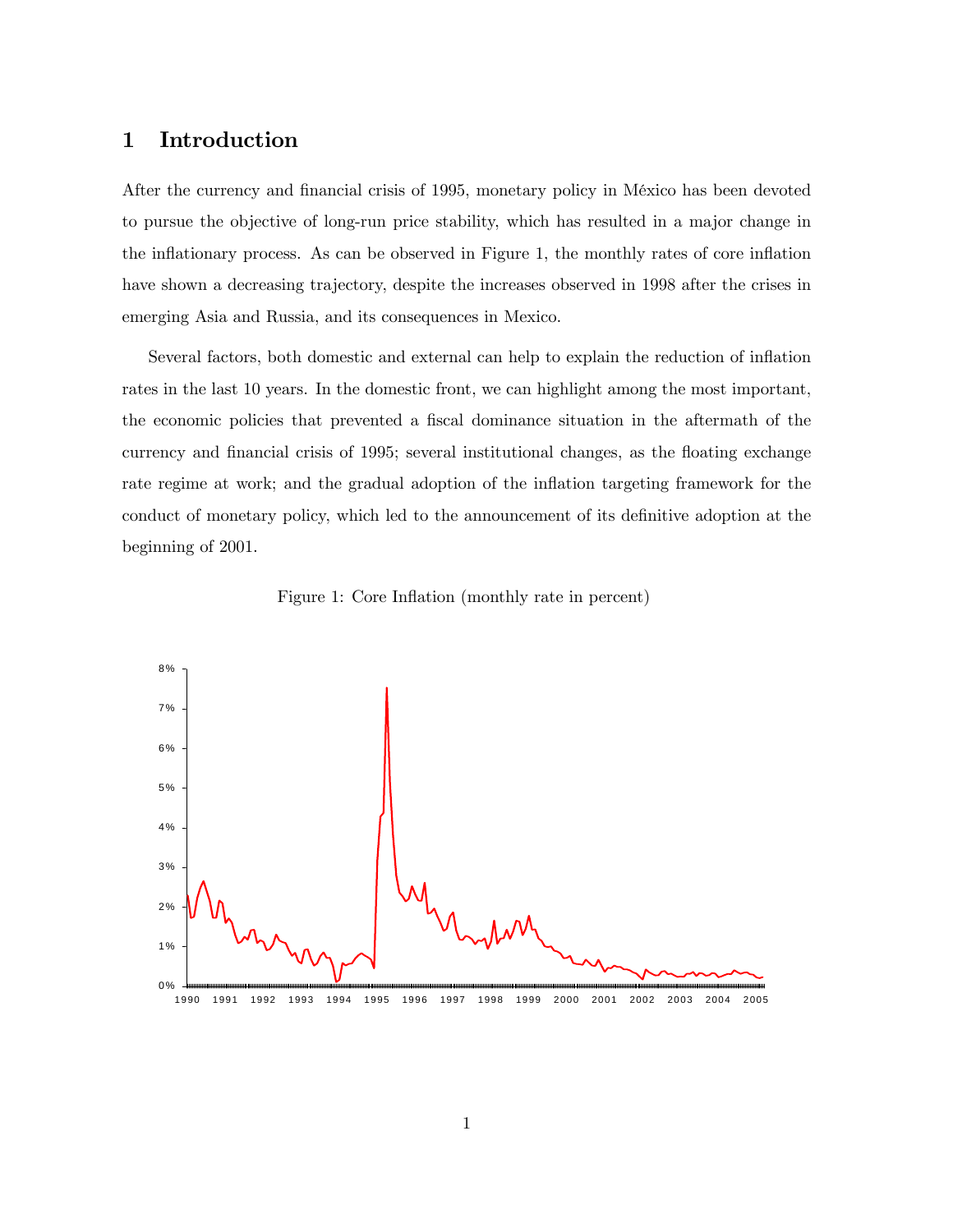# 1 Introduction

After the currency and financial crisis of 1995, monetary policy in México has been devoted to pursue the objective of long-run price stability, which has resulted in a major change in the inflationary process. As can be observed in Figure 1, the monthly rates of core inflation have shown a decreasing trajectory, despite the increases observed in 1998 after the crises in emerging Asia and Russia, and its consequences in Mexico.

Several factors, both domestic and external can help to explain the reduction of inflation rates in the last 10 years. In the domestic front, we can highlight among the most important, the economic policies that prevented a fiscal dominance situation in the aftermath of the currency and financial crisis of 1995; several institutional changes, as the floating exchange rate regime at work; and the gradual adoption of the inflation targeting framework for the conduct of monetary policy, which led to the announcement of its definitive adoption at the beginning of 2001.

Figure 1: Core Inflation (monthly rate in percent)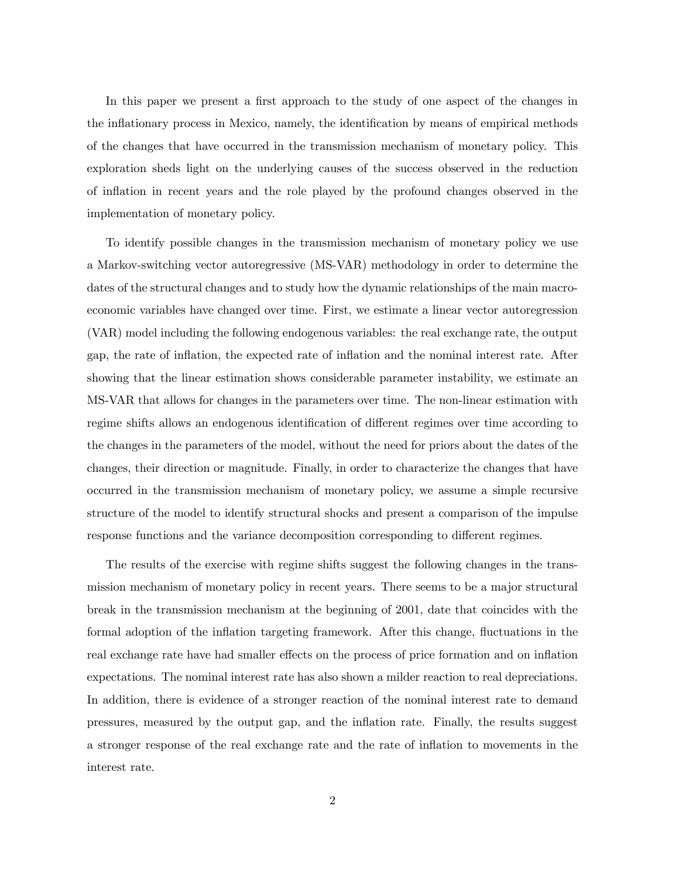In this paper we present a first approach to the study of one aspect of the changes in the inflationary process in Mexico, namely, the identification by means of empirical methods of the changes that have occurred in the transmission mechanism of monetary policy. This exploration sheds light on the underlying causes of the success observed in the reduction of inflation in recent years and the role played by the profound changes observed in the implementation of monetary policy.

To identify possible changes in the transmission mechanism of monetary policy we use a Markov-switching vector autoregressive (MS-VAR) methodology in order to determine the dates of the structural changes and to study how the dynamic relationships of the main macroeconomic variables have changed over time. First, we estimate a linear vector autoregression (VAR) model including the following endogenous variables: the real exchange rate, the output gap, the rate of inflation, the expected rate of inflation and the nominal interest rate. After showing that the linear estimation shows considerable parameter instability, we estimate an MS-VAR that allows for changes in the parameters over time. The non-linear estimation with regime shifts allows an endogenous identification of different regimes over time according to the changes in the parameters of the model, without the need for priors about the dates of the changes, their direction or magnitude. Finally, in order to characterize the changes that have occurred in the transmission mechanism of monetary policy, we assume a simple recursive structure of the model to identify structural shocks and present a comparison of the impulse response functions and the variance decomposition corresponding to different regimes.

The results of the exercise with regime shifts suggest the following changes in the transmission mechanism of monetary policy in recent years. There seems to be a major structural break in the transmission mechanism at the beginning of 2001, date that coincides with the formal adoption of the inflation targeting framework. After this change, fluctuations in the real exchange rate have had smaller effects on the process of price formation and on inflation expectations. The nominal interest rate has also shown a milder reaction to real depreciations. In addition, there is evidence of a stronger reaction of the nominal interest rate to demand pressures, measured by the output gap, and the inflation rate. Finally, the results suggest a stronger response of the real exchange rate and the rate of inflation to movements in the interest rate.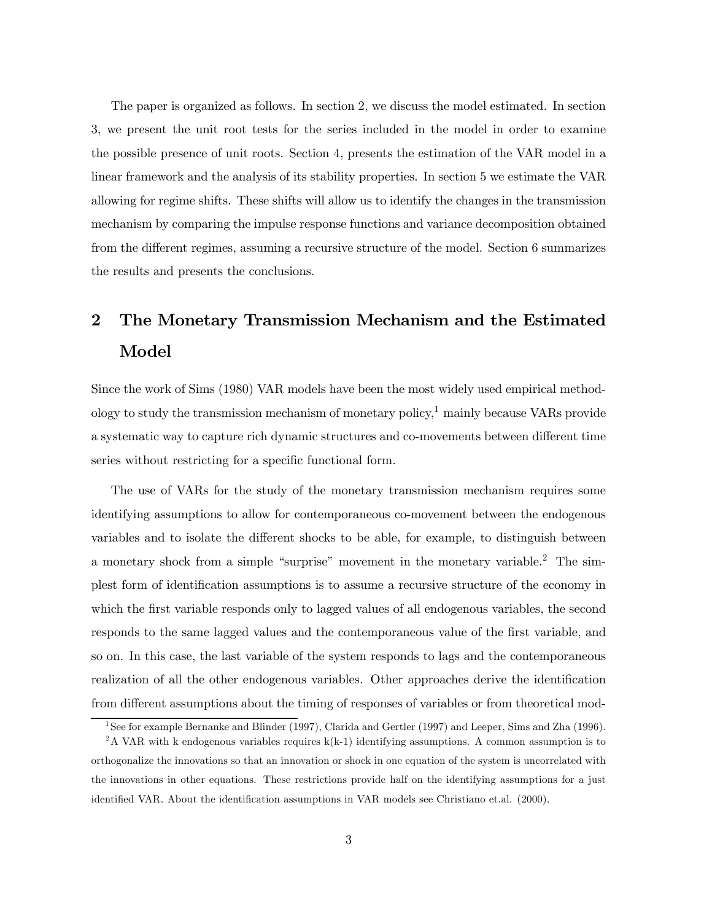The paper is organized as follows. In section 2, we discuss the model estimated. In section 3, we present the unit root tests for the series included in the model in order to examine the possible presence of unit roots. Section 4, presents the estimation of the VAR model in a linear framework and the analysis of its stability properties. In section 5 we estimate the VAR allowing for regime shifts. These shifts will allow us to identify the changes in the transmission mechanism by comparing the impulse response functions and variance decomposition obtained from the different regimes, assuming a recursive structure of the model. Section 6 summarizes the results and presents the conclusions.

# 2 The Monetary Transmission Mechanism and the Estimated Model

Since the work of Sims (1980) VAR models have been the most widely used empirical methodology to study the transmission mechanism of monetary policy,[1] mainly because VARs provide a systematic way to capture rich dynamic structures and co-movements between different time series without restricting for a specific functional form.

The use of VARs for the study of the monetary transmission mechanism requires some identifying assumptions to allow for contemporaneous co-movement between the endogenous variables and to isolate the different shocks to be able, for example, to distinguish between a monetary shock from a simple "surprise" movement in the monetary variable.[2] The simplest form of identification assumptions is to assume a recursive structure of the economy in which the first variable responds only to lagged values of all endogenous variables, the second responds to the same lagged values and the contemporaneous value of the first variable, and so on. In this case, the last variable of the system responds to lags and the contemporaneous realization of all the other endogenous variables. Other approaches derive the identification from different assumptions about the timing of responses of variables or from theoretical mod-

[1] See for example Bernanke and Blinder (1997), Clarida and Gertler (1997) and Leeper, Sims and Zha (1996).

[2] A VAR with k endogenous variables requires k(k-1) identifying assumptions. A common assumption is to orthogonalize the innovations so that an innovation or shock in one equation of the system is uncorrelated with the innovations in other equations. These restrictions provide half on the identifying assumptions for a just identified VAR. About the identification assumptions in VAR models see Christiano et.al. (2000).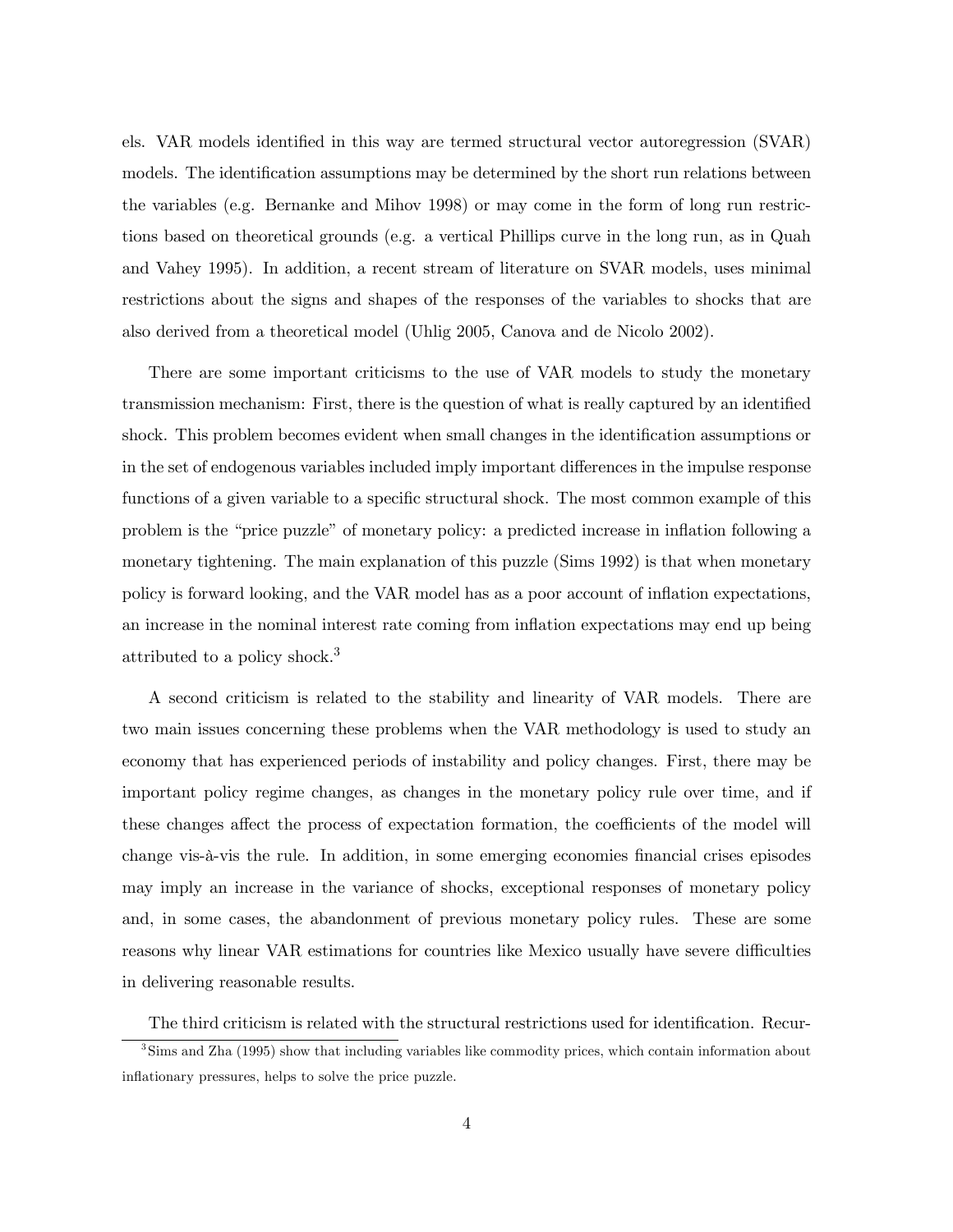els. VAR models identified in this way are termed structural vector autoregression (SVAR) models. The identification assumptions may be determined by the short run relations between the variables (e.g. Bernanke and Mihov 1998) or may come in the form of long run restrictions based on theoretical grounds (e.g. a vertical Phillips curve in the long run, as in Quah and Vahey 1995). In addition, a recent stream of literature on SVAR models, uses minimal restrictions about the signs and shapes of the responses of the variables to shocks that are also derived from a theoretical model (Uhlig 2005, Canova and de Nicolo 2002).

There are some important criticisms to the use of VAR models to study the monetary transmission mechanism: First, there is the question of what is really captured by an identified shock. This problem becomes evident when small changes in the identification assumptions or in the set of endogenous variables included imply important differences in the impulse response functions of a given variable to a specific structural shock. The most common example of this problem is the "price puzzle" of monetary policy: a predicted increase in inflation following a monetary tightening. The main explanation of this puzzle (Sims 1992) is that when monetary policy is forward looking, and the VAR model has as a poor account of inflation expectations, an increase in the nominal interest rate coming from inflation expectations may end up being attributed to a policy shock.[3]

A second criticism is related to the stability and linearity of VAR models. There are two main issues concerning these problems when the VAR methodology is used to study an economy that has experienced periods of instability and policy changes. First, there may be important policy regime changes, as changes in the monetary policy rule over time, and if these changes affect the process of expectation formation, the coefficients of the model will change vis-à-vis the rule. In addition, in some emerging economies financial crises episodes may imply an increase in the variance of shocks, exceptional responses of monetary policy and, in some cases, the abandonment of previous monetary policy rules. These are some reasons why linear VAR estimations for countries like Mexico usually have severe difficulties in delivering reasonable results.

The third criticism is related with the structural restrictions used for identification. Recur-

[3] Sims and Zha (1995) show that including variables like commodity prices, which contain information about inflationary pressures, helps to solve the price puzzle.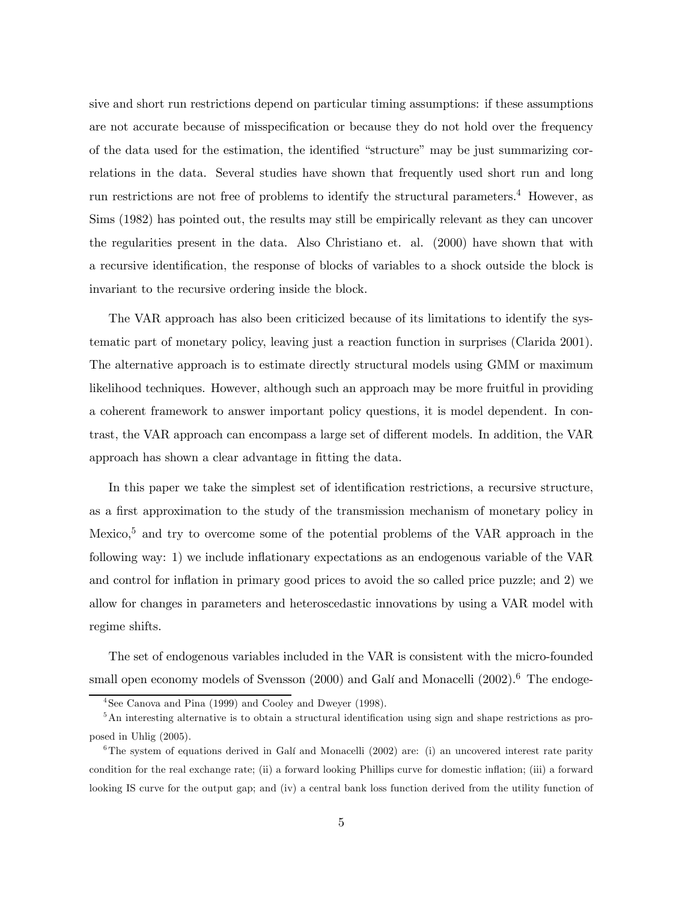sive and short run restrictions depend on particular timing assumptions: if these assumptions are not accurate because of misspecification or because they do not hold over the frequency of the data used for the estimation, the identified "structure" may be just summarizing correlations in the data. Several studies have shown that frequently used short run and long run restrictions are not free of problems to identify the structural parameters.[4] However, as Sims (1982) has pointed out, the results may still be empirically relevant as they can uncover the regularities present in the data. Also Christiano et. al. (2000) have shown that with a recursive identification, the response of blocks of variables to a shock outside the block is invariant to the recursive ordering inside the block.

The VAR approach has also been criticized because of its limitations to identify the systematic part of monetary policy, leaving just a reaction function in surprises (Clarida 2001). The alternative approach is to estimate directly structural models using GMM or maximum likelihood techniques. However, although such an approach may be more fruitful in providing a coherent framework to answer important policy questions, it is model dependent. In contrast, the VAR approach can encompass a large set of different models. In addition, the VAR approach has shown a clear advantage in fitting the data.

In this paper we take the simplest set of identification restrictions, a recursive structure, as a first approximation to the study of the transmission mechanism of monetary policy in Mexico,[5] and try to overcome some of the potential problems of the VAR approach in the following way: 1) we include inflationary expectations as an endogenous variable of the VAR and control for inflation in primary good prices to avoid the so called price puzzle; and 2) we allow for changes in parameters and heteroscedastic innovations by using a VAR model with regime shifts.

The set of endogenous variables included in the VAR is consistent with the micro-founded small open economy models of Svensson (2000) and Galí and Monacelli (2002).[6] The endoge-

[4] See Canova and Pina (1999) and Cooley and Dweyer (1998).

[5] An interesting alternative is to obtain a structural identification using sign and shape restrictions as proposed in Uhlig (2005).

[6] The system of equations derived in Galí and Monacelli (2002) are: (i) an uncovered interest rate parity condition for the real exchange rate; (ii) a forward looking Phillips curve for domestic inflation; (iii) a forward looking IS curve for the output gap; and (iv) a central bank loss function derived from the utility function of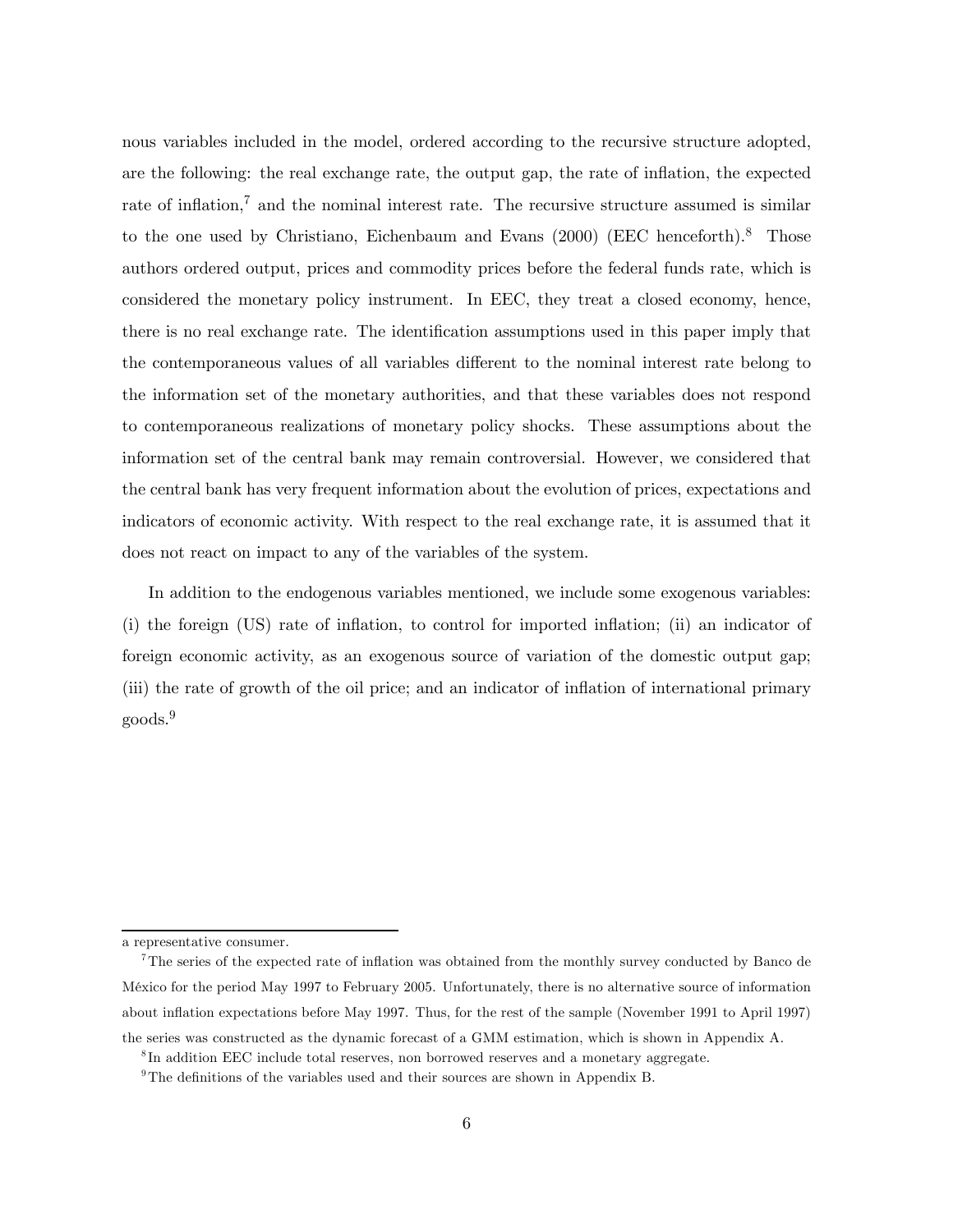nous variables included in the model, ordered according to the recursive structure adopted, are the following: the real exchange rate, the output gap, the rate of inflation, the expected rate of inflation,[7] and the nominal interest rate. The recursive structure assumed is similar to the one used by Christiano, Eichenbaum and Evans (2000) (EEC henceforth).[8] Those authors ordered output, prices and commodity prices before the federal funds rate, which is considered the monetary policy instrument. In EEC, they treat a closed economy, hence, there is no real exchange rate. The identification assumptions used in this paper imply that the contemporaneous values of all variables different to the nominal interest rate belong to the information set of the monetary authorities, and that these variables does not respond to contemporaneous realizations of monetary policy shocks. These assumptions about the information set of the central bank may remain controversial. However, we considered that the central bank has very frequent information about the evolution of prices, expectations and indicators of economic activity. With respect to the real exchange rate, it is assumed that it does not react on impact to any of the variables of the system.

In addition to the endogenous variables mentioned, we include some exogenous variables: (i) the foreign (US) rate of inflation, to control for imported inflation; (ii) an indicator of foreign economic activity, as an exogenous source of variation of the domestic output gap; (iii) the rate of growth of the oil price; and an indicator of inflation of international primary goods.[9]

---

a representative consumer.

[7] The series of the expected rate of inflation was obtained from the monthly survey conducted by Banco de México for the period May 1997 to February 2005. Unfortunately, there is no alternative source of information about inflation expectations before May 1997. Thus, for the rest of the sample (November 1991 to April 1997) the series was constructed as the dynamic forecast of a GMM estimation, which is shown in Appendix A.

[8] In addition EEC include total reserves, non borrowed reserves and a monetary aggregate.

[9] The definitions of the variables used and their sources are shown in Appendix B.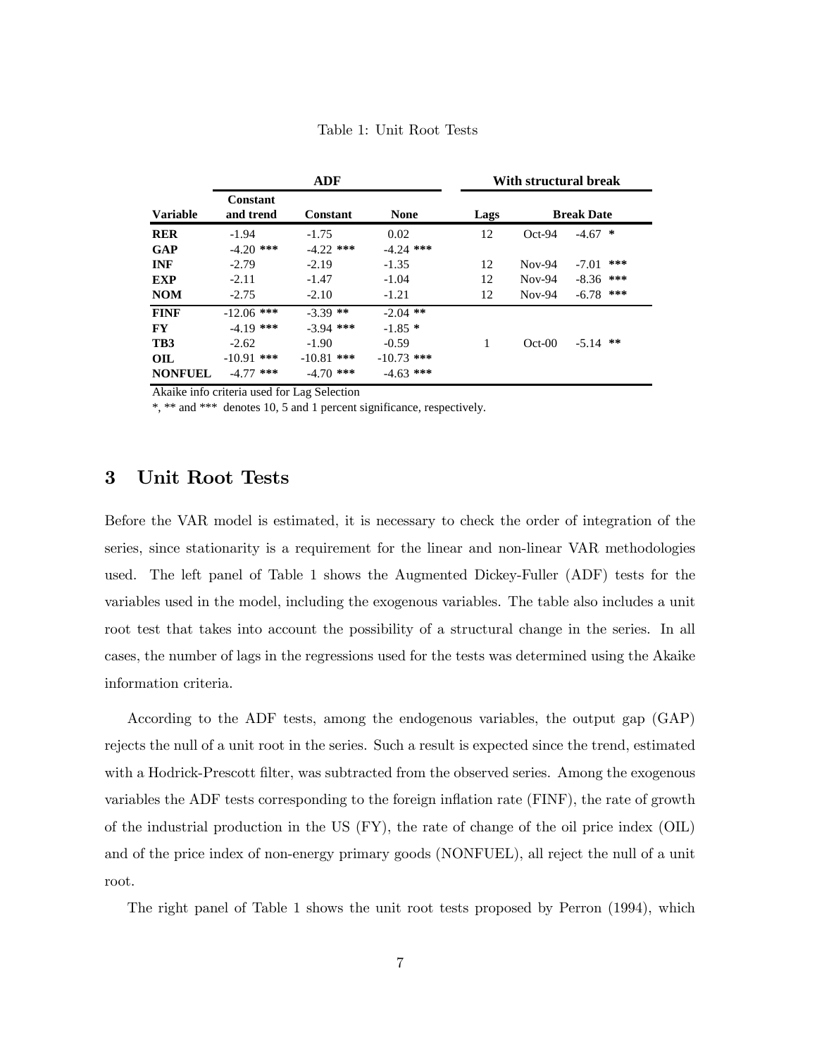Table 1: Unit Root Tests

| | ADF | | | With structural break | | |
|---|---|---|---|---|---|---|
| **Variable** | **Constant and trend** | **Constant** | **None** | **Lags** | **Break Date** | |
| **RER** | -1.94 | -1.75 | 0.02 | 12 | Oct-94 | -4.67 * |
| **GAP** | -4.20 *** | -4.22 *** | -4.24 *** | | | |
| **INF** | -2.79 | -2.19 | -1.35 | 12 | Nov-94 | -7.01 *** |
| **EXP** | -2.11 | -1.47 | -1.04 | 12 | Nov-94 | -8.36 *** |
| **NOM** | -2.75 | -2.10 | -1.21 | 12 | Nov-94 | -6.78 *** |
| **FINF** | -12.06 *** | -3.39 ** | -2.04 ** | | | |
| **FY** | -4.19 *** | -3.94 *** | -1.85 * | | | |
| **TB3** | -2.62 | -1.90 | -0.59 | 1 | Oct-00 | -5.14 ** |
| **OIL** | -10.91 *** | -10.81 *** | -10.73 *** | | | |
| **NONFUEL** | -4.77 *** | -4.70 *** | -4.63 *** | | | |

Akaike info criteria used for Lag Selection

*, ** and *** denotes 10, 5 and 1 percent significance, respectively.

## 3 Unit Root Tests

Before the VAR model is estimated, it is necessary to check the order of integration of the series, since stationarity is a requirement for the linear and non-linear VAR methodologies used. The left panel of Table 1 shows the Augmented Dickey-Fuller (ADF) tests for the variables used in the model, including the exogenous variables. The table also includes a unit root test that takes into account the possibility of a structural change in the series. In all cases, the number of lags in the regressions used for the tests was determined using the Akaike information criteria.

According to the ADF tests, among the endogenous variables, the output gap (GAP) rejects the null of a unit root in the series. Such a result is expected since the trend, estimated with a Hodrick-Prescott filter, was subtracted from the observed series. Among the exogenous variables the ADF tests corresponding to the foreign inflation rate (FINF), the rate of growth of the industrial production in the US (FY), the rate of change of the oil price index (OIL) and of the price index of non-energy primary goods (NONFUEL), all reject the null of a unit root.

The right panel of Table 1 shows the unit root tests proposed by Perron (1994), which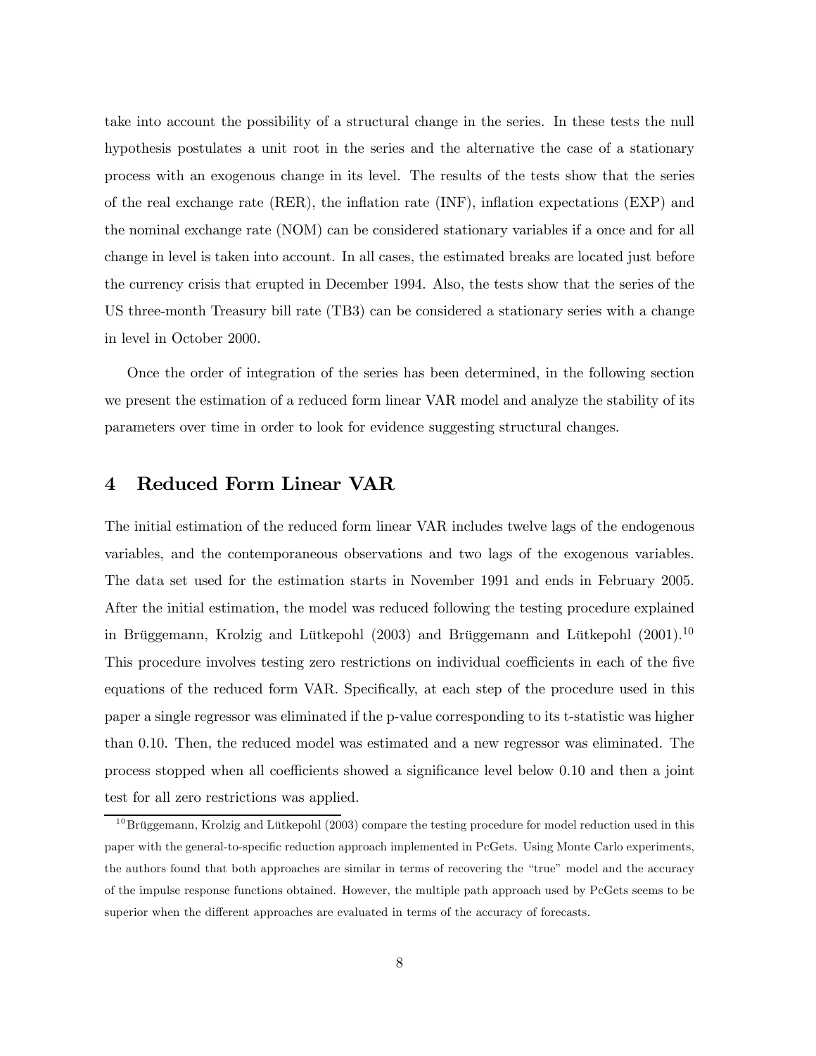take into account the possibility of a structural change in the series. In these tests the null hypothesis postulates a unit root in the series and the alternative the case of a stationary process with an exogenous change in its level. The results of the tests show that the series of the real exchange rate (RER), the inflation rate (INF), inflation expectations (EXP) and the nominal exchange rate (NOM) can be considered stationary variables if a once and for all change in level is taken into account. In all cases, the estimated breaks are located just before the currency crisis that erupted in December 1994. Also, the tests show that the series of the US three-month Treasury bill rate (TB3) can be considered a stationary series with a change in level in October 2000.

Once the order of integration of the series has been determined, in the following section we present the estimation of a reduced form linear VAR model and analyze the stability of its parameters over time in order to look for evidence suggesting structural changes.

## 4 Reduced Form Linear VAR

The initial estimation of the reduced form linear VAR includes twelve lags of the endogenous variables, and the contemporaneous observations and two lags of the exogenous variables. The data set used for the estimation starts in November 1991 and ends in February 2005. After the initial estimation, the model was reduced following the testing procedure explained in Brüggemann, Krolzig and Lütkepohl (2003) and Brüggemann and Lütkepohl (2001).[10] This procedure involves testing zero restrictions on individual coefficients in each of the five equations of the reduced form VAR. Specifically, at each step of the procedure used in this paper a single regressor was eliminated if the p-value corresponding to its t-statistic was higher than 0.10. Then, the reduced model was estimated and a new regressor was eliminated. The process stopped when all coefficients showed a significance level below 0.10 and then a joint test for all zero restrictions was applied.

[10] Brüggemann, Krolzig and Lütkepohl (2003) compare the testing procedure for model reduction used in this paper with the general-to-specific reduction approach implemented in PcGets. Using Monte Carlo experiments, the authors found that both approaches are similar in terms of recovering the "true" model and the accuracy of the impulse response functions obtained. However, the multiple path approach used by PcGets seems to be superior when the different approaches are evaluated in terms of the accuracy of forecasts.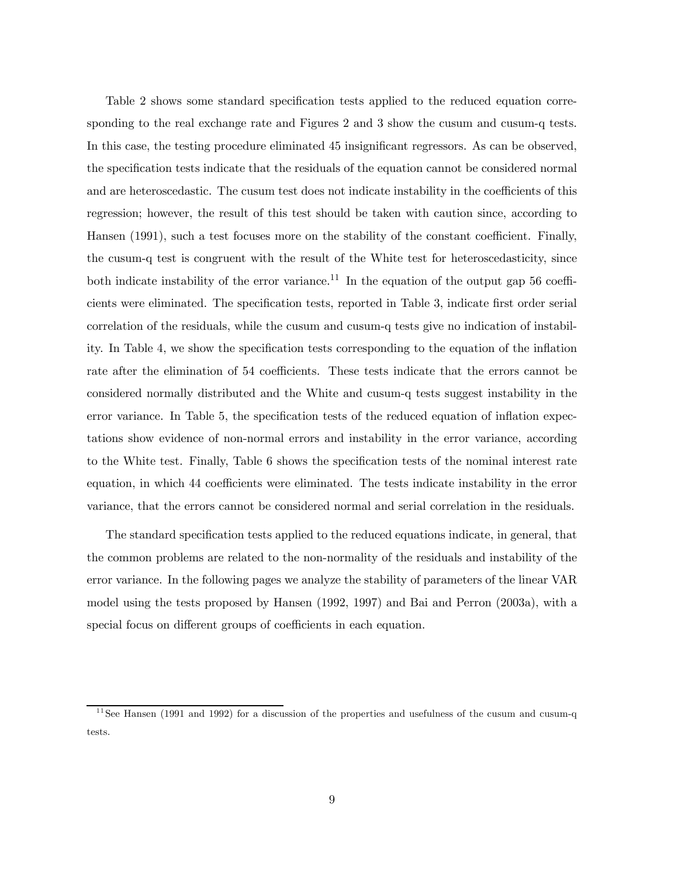Table 2 shows some standard specification tests applied to the reduced equation corresponding to the real exchange rate and Figures 2 and 3 show the cusum and cusum-q tests. In this case, the testing procedure eliminated 45 insignificant regressors. As can be observed, the specification tests indicate that the residuals of the equation cannot be considered normal and are heteroscedastic. The cusum test does not indicate instability in the coefficients of this regression; however, the result of this test should be taken with caution since, according to Hansen (1991), such a test focuses more on the stability of the constant coefficient. Finally, the cusum-q test is congruent with the result of the White test for heteroscedasticity, since both indicate instability of the error variance.[11] In the equation of the output gap 56 coefficients were eliminated. The specification tests, reported in Table 3, indicate first order serial correlation of the residuals, while the cusum and cusum-q tests give no indication of instability. In Table 4, we show the specification tests corresponding to the equation of the inflation rate after the elimination of 54 coefficients. These tests indicate that the errors cannot be considered normally distributed and the White and cusum-q tests suggest instability in the error variance. In Table 5, the specification tests of the reduced equation of inflation expectations show evidence of non-normal errors and instability in the error variance, according to the White test. Finally, Table 6 shows the specification tests of the nominal interest rate equation, in which 44 coefficients were eliminated. The tests indicate instability in the error variance, that the errors cannot be considered normal and serial correlation in the residuals.

The standard specification tests applied to the reduced equations indicate, in general, that the common problems are related to the non-normality of the residuals and instability of the error variance. In the following pages we analyze the stability of parameters of the linear VAR model using the tests proposed by Hansen (1992, 1997) and Bai and Perron (2003a), with a special focus on different groups of coefficients in each equation.

[11] See Hansen (1991 and 1992) for a discussion of the properties and usefulness of the cusum and cusum-q tests.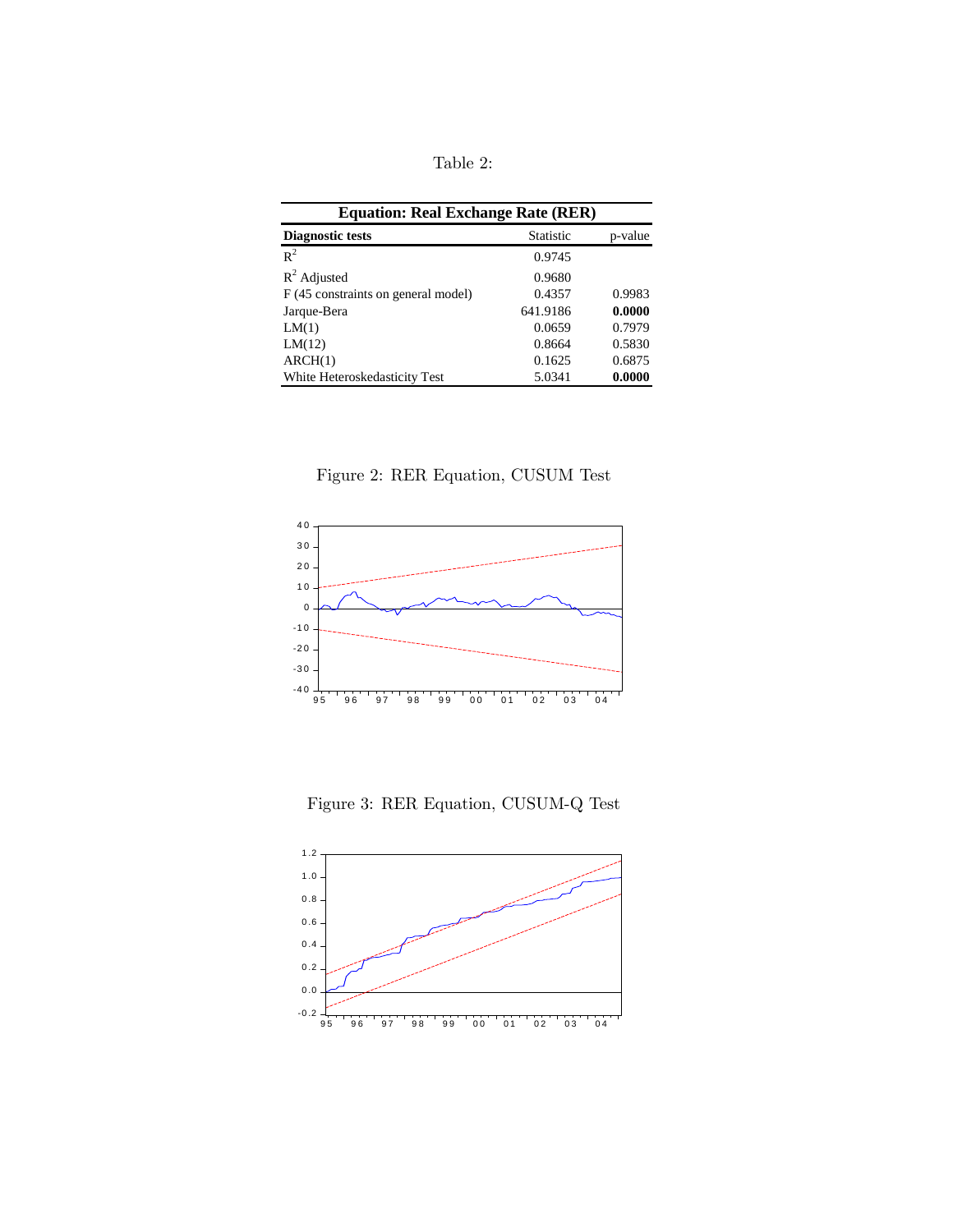Table 2:

| Equation: Real Exchange Rate (RER) | | |
|---|---|---|
| **Diagnostic tests** | Statistic | p-value |
| $R^2$ | 0.9745 | |
| $R^2$ Adjusted | 0.9680 | |
| F (45 constraints on general model) | 0.4357 | 0.9983 |
| Jarque-Bera | 641.9186 | **0.0000** |
| LM(1) | 0.0659 | 0.7979 |
| LM(12) | 0.8664 | 0.5830 |
| ARCH(1) | 0.1625 | 0.6875 |
| White Heteroskedasticity Test | 5.0341 | **0.0000** |

Figure 2: RER Equation, CUSUM Test

Figure 3: RER Equation, CUSUM-Q Test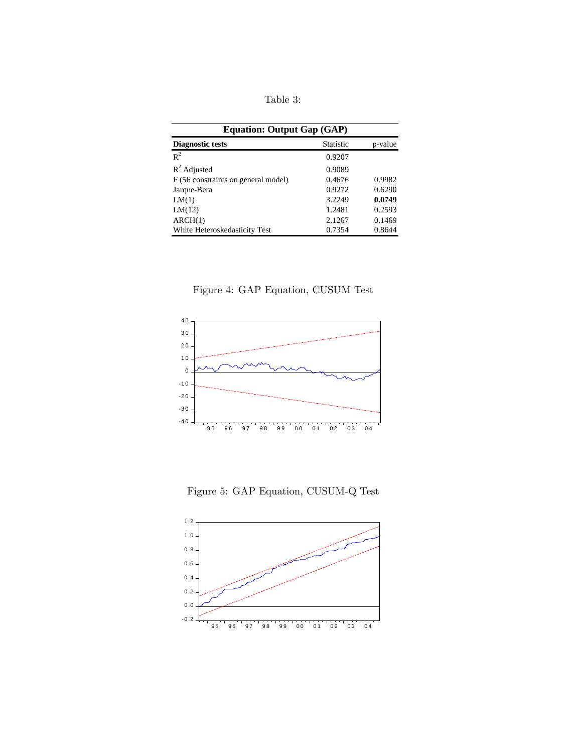Table 3:

| **Equation: Output Gap (GAP)** | | |
|---|---|---|
| **Diagnostic tests** | Statistic | p-value |
| $R^2$ | 0.9207 | |
| $R^2$ Adjusted | 0.9089 | |
| F (56 constraints on general model) | 0.4676 | 0.9982 |
| Jarque-Bera | 0.9272 | 0.6290 |
| LM(1) | 3.2249 | **0.0749** |
| LM(12) | 1.2481 | 0.2593 |
| ARCH(1) | 2.1267 | 0.1469 |
| White Heteroskedasticity Test | 0.7354 | 0.8644 |

Figure 4: GAP Equation, CUSUM Test

Figure 5: GAP Equation, CUSUM-Q Test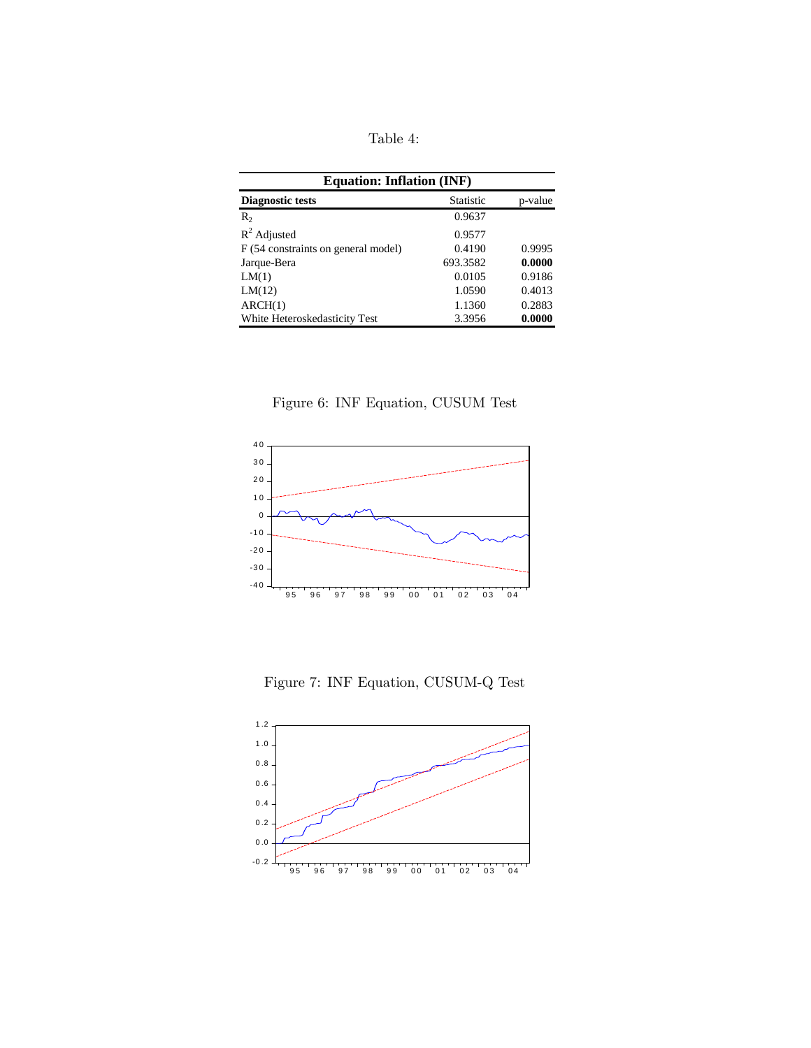Table 4:

| Equation: Inflation (INF) | | |
|---|---|---|
| **Diagnostic tests** | Statistic | p-value |
| $R_2$ | 0.9637 | |
| $R^2$ Adjusted | 0.9577 | |
| F (54 constraints on general model) | 0.4190 | 0.9995 |
| Jarque-Bera | 693.3582 | **0.0000** |
| LM(1) | 0.0105 | 0.9186 |
| LM(12) | 1.0590 | 0.4013 |
| ARCH(1) | 1.1360 | 0.2883 |
| White Heteroskedasticity Test | 3.3956 | **0.0000** |

Figure 6: INF Equation, CUSUM Test

Figure 7: INF Equation, CUSUM-Q Test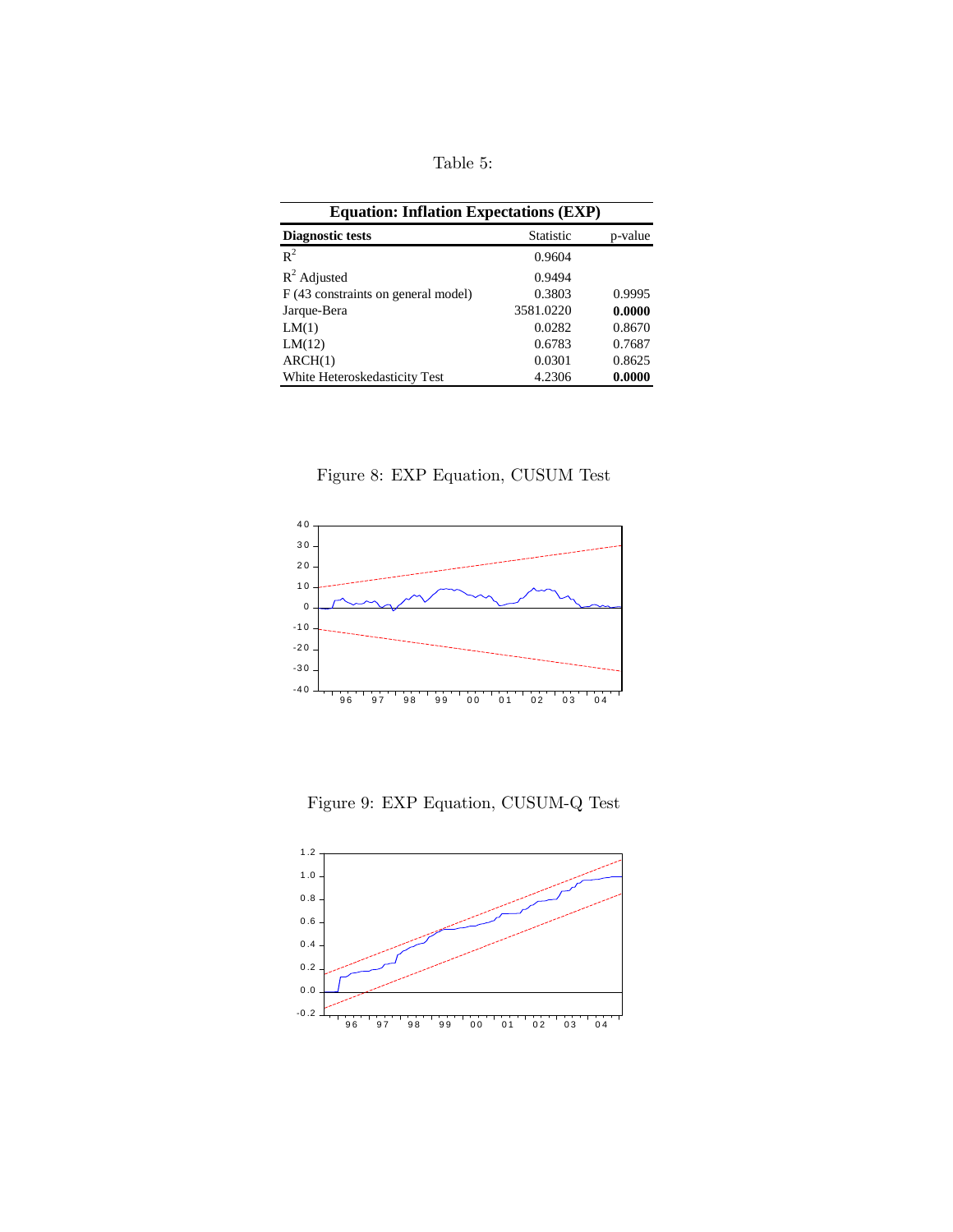Table 5:

| Equation: Inflation Expectations (EXP) | | |
|---|---|---|
| **Diagnostic tests** | Statistic | p-value |
| $R^2$ | 0.9604 | |
| $R^2$ Adjusted | 0.9494 | |
| F (43 constraints on general model) | 0.3803 | 0.9995 |
| Jarque-Bera | 3581.0220 | **0.0000** |
| LM(1) | 0.0282 | 0.8670 |
| LM(12) | 0.6783 | 0.7687 |
| ARCH(1) | 0.0301 | 0.8625 |
| White Heteroskedasticity Test | 4.2306 | **0.0000** |

Figure 8: EXP Equation, CUSUM Test

Figure 9: EXP Equation, CUSUM-Q Test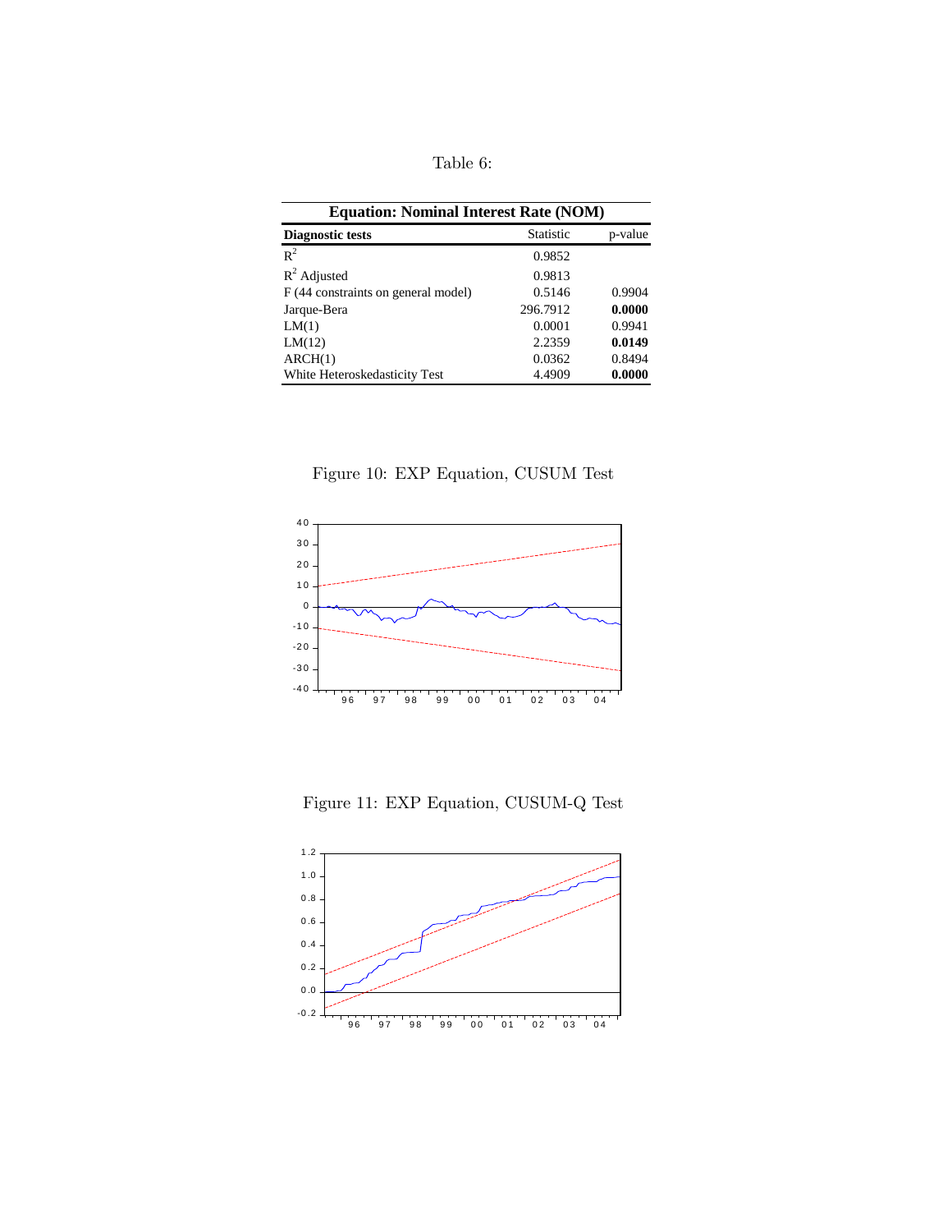Table 6:

| Equation: Nominal Interest Rate (NOM) | | |
|---|---|---|
| **Diagnostic tests** | Statistic | p-value |
| $R^2$ | 0.9852 | |
| $R^2$ Adjusted | 0.9813 | |
| F (44 constraints on general model) | 0.5146 | 0.9904 |
| Jarque-Bera | 296.7912 | **0.0000** |
| LM(1) | 0.0001 | 0.9941 |
| LM(12) | 2.2359 | **0.0149** |
| ARCH(1) | 0.0362 | 0.8494 |
| White Heteroskedasticity Test | 4.4909 | **0.0000** |

Figure 10: EXP Equation, CUSUM Test

Figure 11: EXP Equation, CUSUM-Q Test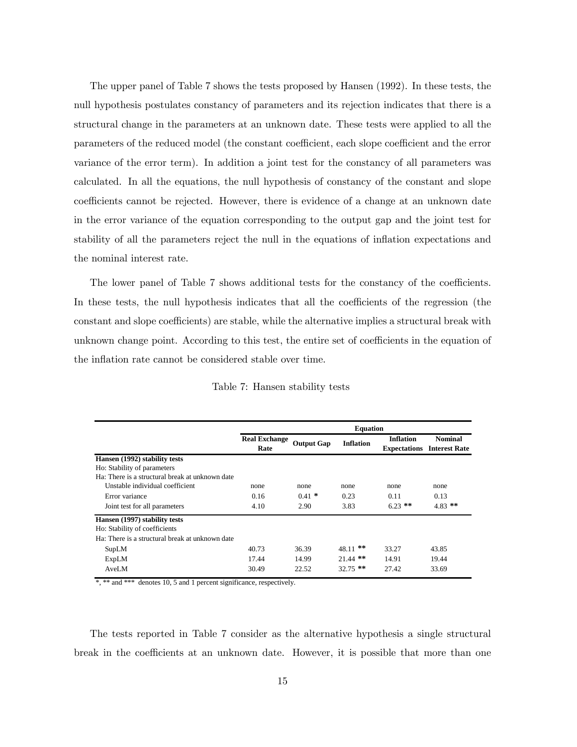The upper panel of Table 7 shows the tests proposed by Hansen (1992). In these tests, the null hypothesis postulates constancy of parameters and its rejection indicates that there is a structural change in the parameters at an unknown date. These tests were applied to all the parameters of the reduced model (the constant coefficient, each slope coefficient and the error variance of the error term). In addition a joint test for the constancy of all parameters was calculated. In all the equations, the null hypothesis of constancy of the constant and slope coefficients cannot be rejected. However, there is evidence of a change at an unknown date in the error variance of the equation corresponding to the output gap and the joint test for stability of all the parameters reject the null in the equations of inflation expectations and the nominal interest rate.

The lower panel of Table 7 shows additional tests for the constancy of the coefficients. In these tests, the null hypothesis indicates that all the coefficients of the regression (the constant and slope coefficients) are stable, while the alternative implies a structural break with unknown change point. According to this test, the entire set of coefficients in the equation of the inflation rate cannot be considered stable over time.

Table 7: Hansen stability tests

| | Equation | | | | |
|---|---|---|---|---|---|
| | **Real Exchange Rate** | **Output Gap** | **Inflation** | **Inflation Expectations** | **Nominal Interest Rate** |
| **Hansen (1992) stability tests** | | | | | |
| Ho: Stability of parameters | | | | | |
| Ha: There is a structural break at unknown date | | | | | |
| Unstable individual coefficient | none | none | none | none | none |
| Error variance | 0.16 | 0.41 * | 0.23 | 0.11 | 0.13 |
| Joint test for all parameters | 4.10 | 2.90 | 3.83 | 6.23 ** | 4.83 ** |
| **Hansen (1997) stability tests** | | | | | |
| Ho: Stability of coefficients | | | | | |
| Ha: There is a structural break at unknown date | | | | | |
| SupLM | 40.73 | 36.39 | 48.11 ** | 33.27 | 43.85 |
| ExpLM | 17.44 | 14.99 | 21.44 ** | 14.91 | 19.44 |
| AveLM | 30.49 | 22.52 | 32.75 ** | 27.42 | 33.69 |

*, ** and *** denotes 10, 5 and 1 percent significance, respectively.

The tests reported in Table 7 consider as the alternative hypothesis a single structural break in the coefficients at an unknown date. However, it is possible that more than one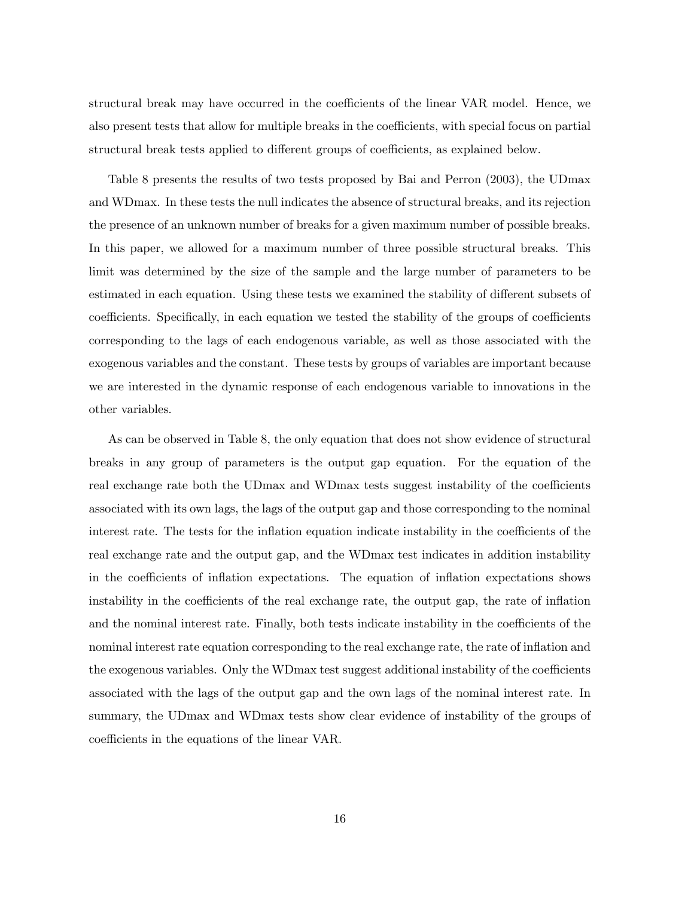structural break may have occurred in the coefficients of the linear VAR model. Hence, we also present tests that allow for multiple breaks in the coefficients, with special focus on partial structural break tests applied to different groups of coefficients, as explained below.

Table 8 presents the results of two tests proposed by Bai and Perron (2003), the UDmax and WDmax. In these tests the null indicates the absence of structural breaks, and its rejection the presence of an unknown number of breaks for a given maximum number of possible breaks. In this paper, we allowed for a maximum number of three possible structural breaks. This limit was determined by the size of the sample and the large number of parameters to be estimated in each equation. Using these tests we examined the stability of different subsets of coefficients. Specifically, in each equation we tested the stability of the groups of coefficients corresponding to the lags of each endogenous variable, as well as those associated with the exogenous variables and the constant. These tests by groups of variables are important because we are interested in the dynamic response of each endogenous variable to innovations in the other variables.

As can be observed in Table 8, the only equation that does not show evidence of structural breaks in any group of parameters is the output gap equation. For the equation of the real exchange rate both the UDmax and WDmax tests suggest instability of the coefficients associated with its own lags, the lags of the output gap and those corresponding to the nominal interest rate. The tests for the inflation equation indicate instability in the coefficients of the real exchange rate and the output gap, and the WDmax test indicates in addition instability in the coefficients of inflation expectations. The equation of inflation expectations shows instability in the coefficients of the real exchange rate, the output gap, the rate of inflation and the nominal interest rate. Finally, both tests indicate instability in the coefficients of the nominal interest rate equation corresponding to the real exchange rate, the rate of inflation and the exogenous variables. Only the WDmax test suggest additional instability of the coefficients associated with the lags of the output gap and the own lags of the nominal interest rate. In summary, the UDmax and WDmax tests show clear evidence of instability of the groups of coefficients in the equations of the linear VAR.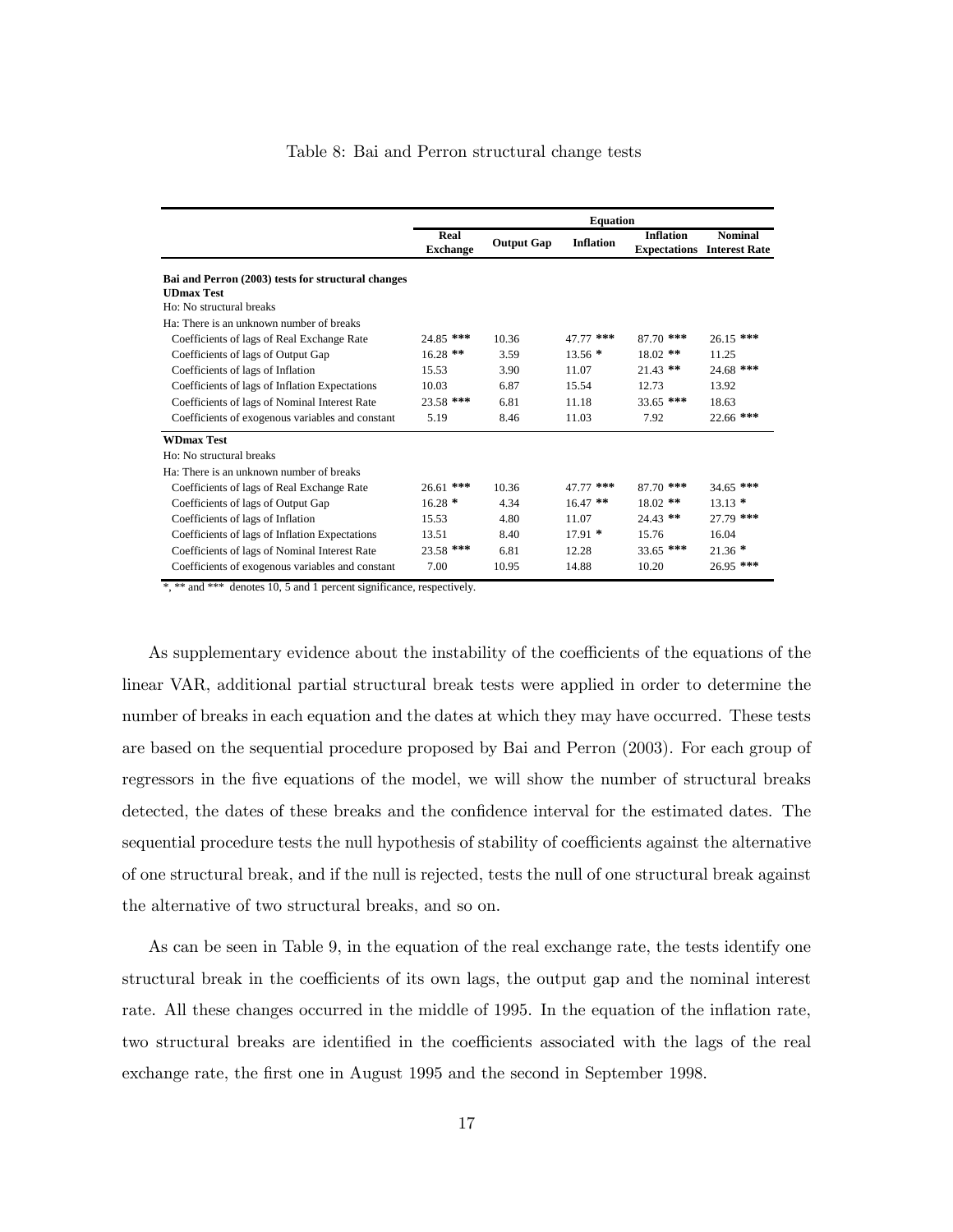Table 8: Bai and Perron structural change tests

| | Equation | | | | |
|---|---|---|---|---|---|
| | Real Exchange | Output Gap | Inflation | Inflation Expectations | Nominal Interest Rate |
| **Bai and Perron (2003) tests for structural changes** | | | | | |
| **UDmax Test** | | | | | |
| Ho: No structural breaks | | | | | |
| Ha: There is an unknown number of breaks | | | | | |
| Coefficients of lags of Real Exchange Rate | 24.85 *** | 10.36 | 47.77 *** | 87.70 *** | 26.15 *** |
| Coefficients of lags of Output Gap | 16.28 ** | 3.59 | 13.56 * | 18.02 ** | 11.25 |
| Coefficients of lags of Inflation | 15.53 | 3.90 | 11.07 | 21.43 ** | 24.68 *** |
| Coefficients of lags of Inflation Expectations | 10.03 | 6.87 | 15.54 | 12.73 | 13.92 |
| Coefficients of lags of Nominal Interest Rate | 23.58 *** | 6.81 | 11.18 | 33.65 *** | 18.63 |
| Coefficients of exogenous variables and constant | 5.19 | 8.46 | 11.03 | 7.92 | 22.66 *** |
| **WDmax Test** | | | | | |
| Ho: No structural breaks | | | | | |
| Ha: There is an unknown number of breaks | | | | | |
| Coefficients of lags of Real Exchange Rate | 26.61 *** | 10.36 | 47.77 *** | 87.70 *** | 34.65 *** |
| Coefficients of lags of Output Gap | 16.28 * | 4.34 | 16.47 ** | 18.02 ** | 13.13 * |
| Coefficients of lags of Inflation | 15.53 | 4.80 | 11.07 | 24.43 ** | 27.79 *** |
| Coefficients of lags of Inflation Expectations | 13.51 | 8.40 | 17.91 * | 15.76 | 16.04 |
| Coefficients of lags of Nominal Interest Rate | 23.58 *** | 6.81 | 12.28 | 33.65 *** | 21.36 * |
| Coefficients of exogenous variables and constant | 7.00 | 10.95 | 14.88 | 10.20 | 26.95 *** |

*, ** and *** denotes 10, 5 and 1 percent significance, respectively.

As supplementary evidence about the instability of the coefficients of the equations of the linear VAR, additional partial structural break tests were applied in order to determine the number of breaks in each equation and the dates at which they may have occurred. These tests are based on the sequential procedure proposed by Bai and Perron (2003). For each group of regressors in the five equations of the model, we will show the number of structural breaks detected, the dates of these breaks and the confidence interval for the estimated dates. The sequential procedure tests the null hypothesis of stability of coefficients against the alternative of one structural break, and if the null is rejected, tests the null of one structural break against the alternative of two structural breaks, and so on.

As can be seen in Table 9, in the equation of the real exchange rate, the tests identify one structural break in the coefficients of its own lags, the output gap and the nominal interest rate. All these changes occurred in the middle of 1995. In the equation of the inflation rate, two structural breaks are identified in the coefficients associated with the lags of the real exchange rate, the first one in August 1995 and the second in September 1998.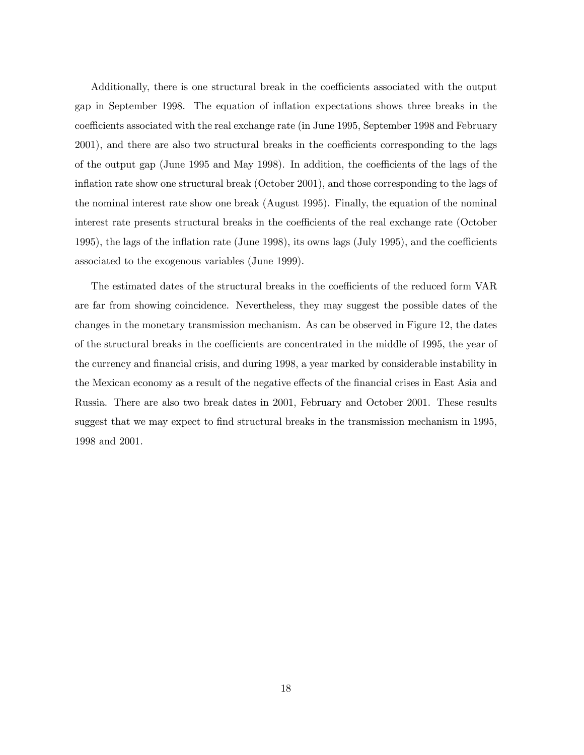Additionally, there is one structural break in the coefficients associated with the output gap in September 1998. The equation of inflation expectations shows three breaks in the coefficients associated with the real exchange rate (in June 1995, September 1998 and February 2001), and there are also two structural breaks in the coefficients corresponding to the lags of the output gap (June 1995 and May 1998). In addition, the coefficients of the lags of the inflation rate show one structural break (October 2001), and those corresponding to the lags of the nominal interest rate show one break (August 1995). Finally, the equation of the nominal interest rate presents structural breaks in the coefficients of the real exchange rate (October 1995), the lags of the inflation rate (June 1998), its owns lags (July 1995), and the coefficients associated to the exogenous variables (June 1999).

The estimated dates of the structural breaks in the coefficients of the reduced form VAR are far from showing coincidence. Nevertheless, they may suggest the possible dates of the changes in the monetary transmission mechanism. As can be observed in Figure 12, the dates of the structural breaks in the coefficients are concentrated in the middle of 1995, the year of the currency and financial crisis, and during 1998, a year marked by considerable instability in the Mexican economy as a result of the negative effects of the financial crises in East Asia and Russia. There are also two break dates in 2001, February and October 2001. These results suggest that we may expect to find structural breaks in the transmission mechanism in 1995, 1998 and 2001.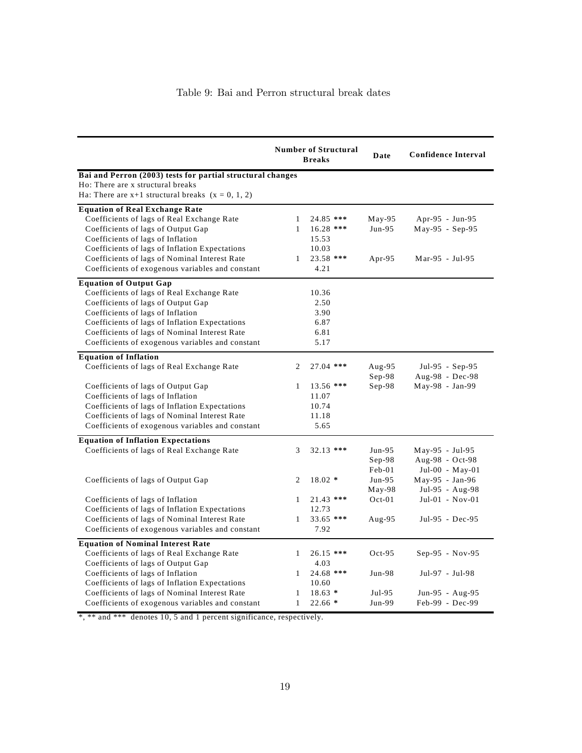Table 9: Bai and Perron structural break dates

| | Number of Structural Breaks | | Date | Confidence Interval |
|---|---|---|---|---|
| **Bai and Perron (2003) tests for partial structural changes** | | | | |
| Ho: There are x structural breaks | | | | |
| Ha: There are x+1 structural breaks (x = 0, 1, 2) | | | | |
| **Equation of Real Exchange Rate** | | | | |
| Coefficients of lags of Real Exchange Rate | 1 | 24.85 *** | May-95 | Apr-95 - Jun-95 |
| Coefficients of lags of Output Gap | 1 | 16.28 *** | Jun-95 | May-95 - Sep-95 |
| Coefficients of lags of Inflation | | 15.53 | | |
| Coefficients of lags of Inflation Expectations | | 10.03 | | |
| Coefficients of lags of Nominal Interest Rate | 1 | 23.58 *** | Apr-95 | Mar-95 - Jul-95 |
| Coefficients of exogenous variables and constant | | 4.21 | | |
| **Equation of Output Gap** | | | | |
| Coefficients of lags of Real Exchange Rate | | 10.36 | | |
| Coefficients of lags of Output Gap | | 2.50 | | |
| Coefficients of lags of Inflation | | 3.90 | | |
| Coefficients of lags of Inflation Expectations | | 6.87 | | |
| Coefficients of lags of Nominal Interest Rate | | 6.81 | | |
| Coefficients of exogenous variables and constant | | 5.17 | | |
| **Equation of Inflation** | | | | |
| Coefficients of lags of Real Exchange Rate | 2 | 27.04 *** | Aug-95 | Jul-95 - Sep-95 |
| | | | Sep-98 | Aug-98 - Dec-98 |
| Coefficients of lags of Output Gap | 1 | 13.56 *** | Sep-98 | May-98 - Jan-99 |
| Coefficients of lags of Inflation | | 11.07 | | |
| Coefficients of lags of Inflation Expectations | | 10.74 | | |
| Coefficients of lags of Nominal Interest Rate | | 11.18 | | |
| Coefficients of exogenous variables and constant | | 5.65 | | |
| **Equation of Inflation Expectations** | | | | |
| Coefficients of lags of Real Exchange Rate | 3 | 32.13 *** | Jun-95 | May-95 - Jul-95 |
| | | | Sep-98 | Aug-98 - Oct-98 |
| | | | Feb-01 | Jul-00 - May-01 |
| Coefficients of lags of Output Gap | 2 | 18.02 * | Jun-95 | May-95 - Jan-96 |
| | | | May-98 | Jul-95 - Aug-98 |
| Coefficients of lags of Inflation | 1 | 21.43 *** | Oct-01 | Jul-01 - Nov-01 |
| Coefficients of lags of Inflation Expectations | | 12.73 | | |
| Coefficients of lags of Nominal Interest Rate | 1 | 33.65 *** | Aug-95 | Jul-95 - Dec-95 |
| Coefficients of exogenous variables and constant | | 7.92 | | |
| **Equation of Nominal Interest Rate** | | | | |
| Coefficients of lags of Real Exchange Rate | 1 | 26.15 *** | Oct-95 | Sep-95 - Nov-95 |
| Coefficients of lags of Output Gap | | 4.03 | | |
| Coefficients of lags of Inflation | 1 | 24.68 *** | Jun-98 | Jul-97 - Jul-98 |
| Coefficients of lags of Inflation Expectations | | 10.60 | | |
| Coefficients of lags of Nominal Interest Rate | 1 | 18.63 * | Jul-95 | Jun-95 - Aug-95 |
| Coefficients of exogenous variables and constant | 1 | 22.66 * | Jun-99 | Feb-99 - Dec-99 |

*, ** and *** denotes 10, 5 and 1 percent significance, respectively.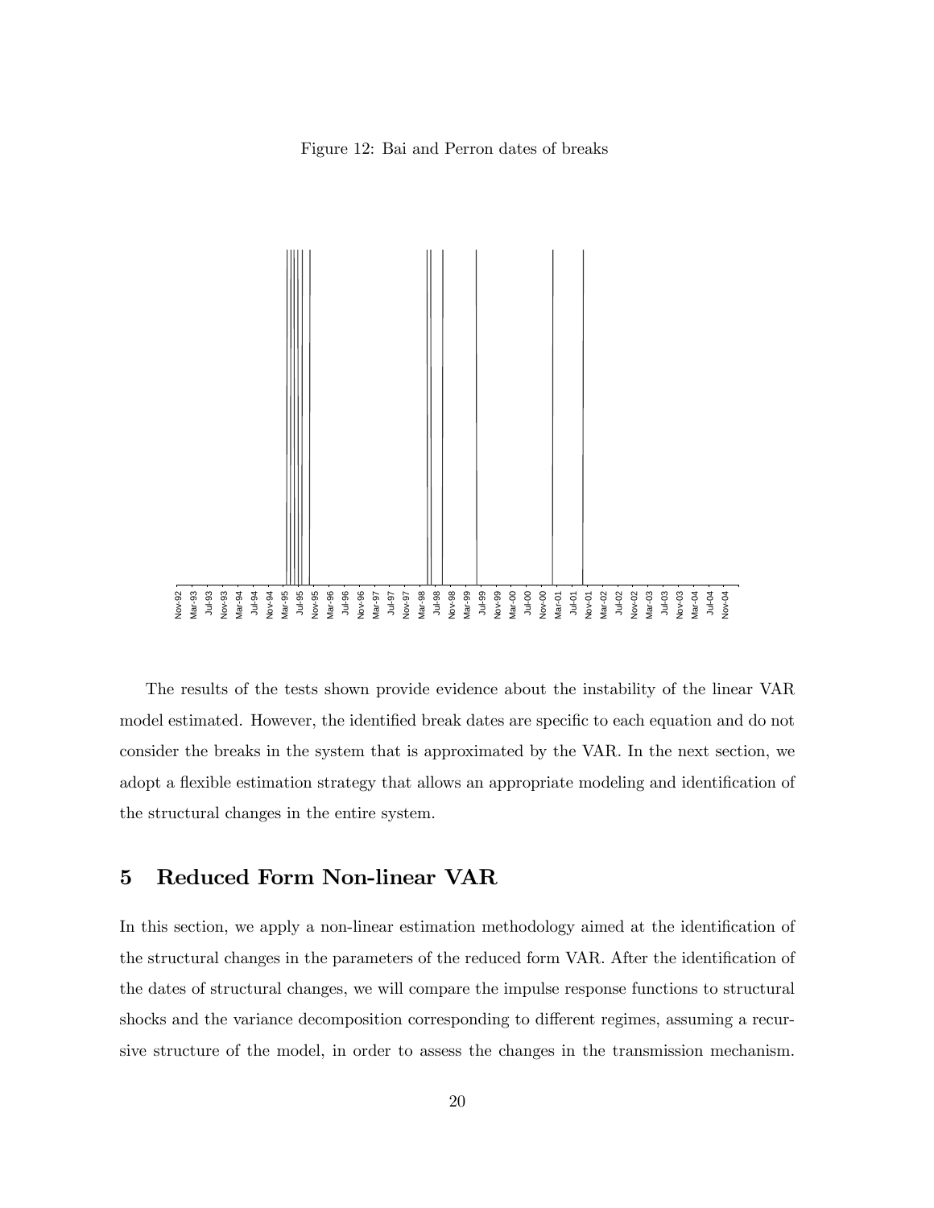Figure 12: Bai and Perron dates of breaks

The results of the tests shown provide evidence about the instability of the linear VAR model estimated. However, the identified break dates are specific to each equation and do not consider the breaks in the system that is approximated by the VAR. In the next section, we adopt a flexible estimation strategy that allows an appropriate modeling and identification of the structural changes in the entire system.

## 5 Reduced Form Non-linear VAR

In this section, we apply a non-linear estimation methodology aimed at the identification of the structural changes in the parameters of the reduced form VAR. After the identification of the dates of structural changes, we will compare the impulse response functions to structural shocks and the variance decomposition corresponding to different regimes, assuming a recursive structure of the model, in order to assess the changes in the transmission mechanism.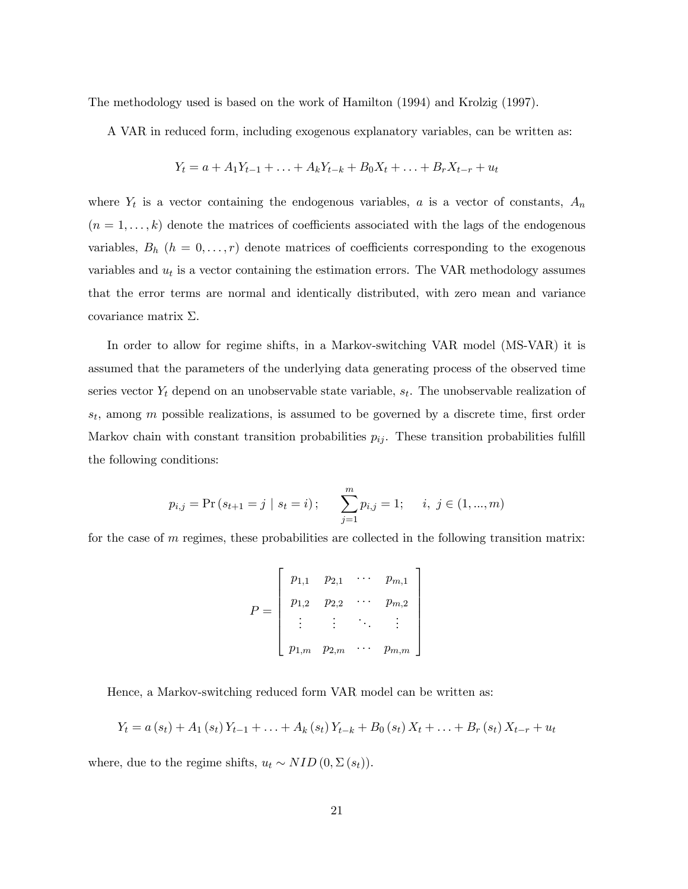The methodology used is based on the work of Hamilton (1994) and Krolzig (1997).

A VAR in reduced form, including exogenous explanatory variables, can be written as:

$$Y_t = a + A_1 Y_{t-1} + \ldots + A_k Y_{t-k} + B_0 X_t + \ldots + B_r X_{t-r} + u_t$$

where $Y_t$ is a vector containing the endogenous variables, $a$ is a vector of constants, $A_n$ $(n = 1, \ldots, k)$ denote the matrices of coefficients associated with the lags of the endogenous variables, $B_h$ $(h = 0, \ldots, r)$ denote matrices of coefficients corresponding to the exogenous variables and $u_t$ is a vector containing the estimation errors. The VAR methodology assumes that the error terms are normal and identically distributed, with zero mean and variance covariance matrix $\Sigma$.

In order to allow for regime shifts, in a Markov-switching VAR model (MS-VAR) it is assumed that the parameters of the underlying data generating process of the observed time series vector $Y_t$ depend on an unobservable state variable, $s_t$. The unobservable realization of $s_t$, among $m$ possible realizations, is assumed to be governed by a discrete time, first order Markov chain with constant transition probabilities $p_{ij}$. These transition probabilities fulfill the following conditions:

$$p_{i,j} = \Pr\left(s_{t+1} = j \mid s_t = i\right); \qquad \sum_{j=1}^{m} p_{i,j} = 1; \qquad i,\ j \in (1, ..., m)$$

for the case of $m$ regimes, these probabilities are collected in the following transition matrix:

$$P = \begin{bmatrix} p_{1,1} & p_{2,1} & \cdots & p_{m,1} \\ p_{1,2} & p_{2,2} & \cdots & p_{m,2} \\ \vdots & \vdots & \ddots & \vdots \\ p_{1,m} & p_{2,m} & \cdots & p_{m,m} \end{bmatrix}$$

Hence, a Markov-switching reduced form VAR model can be written as:

$$Y_t = a\left(s_t\right) + A_1\left(s_t\right) Y_{t-1} + \ldots + A_k\left(s_t\right) Y_{t-k} + B_0\left(s_t\right) X_t + \ldots + B_r\left(s_t\right) X_{t-r} + u_t$$

where, due to the regime shifts, $u_t \sim NID\left(0, \Sigma\left(s_t\right)\right)$.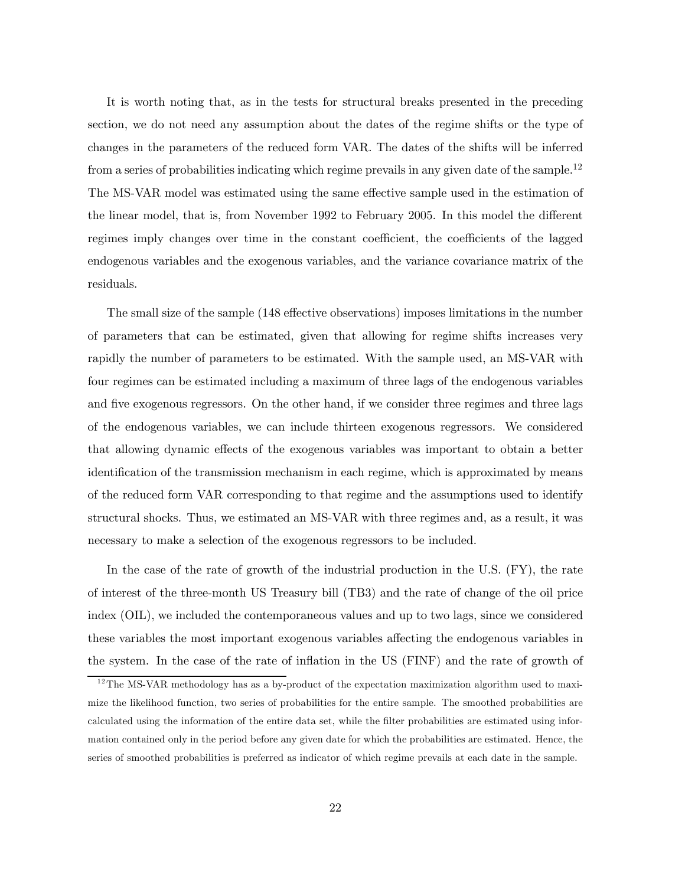It is worth noting that, as in the tests for structural breaks presented in the preceding section, we do not need any assumption about the dates of the regime shifts or the type of changes in the parameters of the reduced form VAR. The dates of the shifts will be inferred from a series of probabilities indicating which regime prevails in any given date of the sample.[12] The MS-VAR model was estimated using the same effective sample used in the estimation of the linear model, that is, from November 1992 to February 2005. In this model the different regimes imply changes over time in the constant coefficient, the coefficients of the lagged endogenous variables and the exogenous variables, and the variance covariance matrix of the residuals.

The small size of the sample (148 effective observations) imposes limitations in the number of parameters that can be estimated, given that allowing for regime shifts increases very rapidly the number of parameters to be estimated. With the sample used, an MS-VAR with four regimes can be estimated including a maximum of three lags of the endogenous variables and five exogenous regressors. On the other hand, if we consider three regimes and three lags of the endogenous variables, we can include thirteen exogenous regressors. We considered that allowing dynamic effects of the exogenous variables was important to obtain a better identification of the transmission mechanism in each regime, which is approximated by means of the reduced form VAR corresponding to that regime and the assumptions used to identify structural shocks. Thus, we estimated an MS-VAR with three regimes and, as a result, it was necessary to make a selection of the exogenous regressors to be included.

In the case of the rate of growth of the industrial production in the U.S. (FY), the rate of interest of the three-month US Treasury bill (TB3) and the rate of change of the oil price index (OIL), we included the contemporaneous values and up to two lags, since we considered these variables the most important exogenous variables affecting the endogenous variables in the system. In the case of the rate of inflation in the US (FINF) and the rate of growth of

[12] The MS-VAR methodology has as a by-product of the expectation maximization algorithm used to maximize the likelihood function, two series of probabilities for the entire sample. The smoothed probabilities are calculated using the information of the entire data set, while the filter probabilities are estimated using information contained only in the period before any given date for which the probabilities are estimated. Hence, the series of smoothed probabilities is preferred as indicator of which regime prevails at each date in the sample.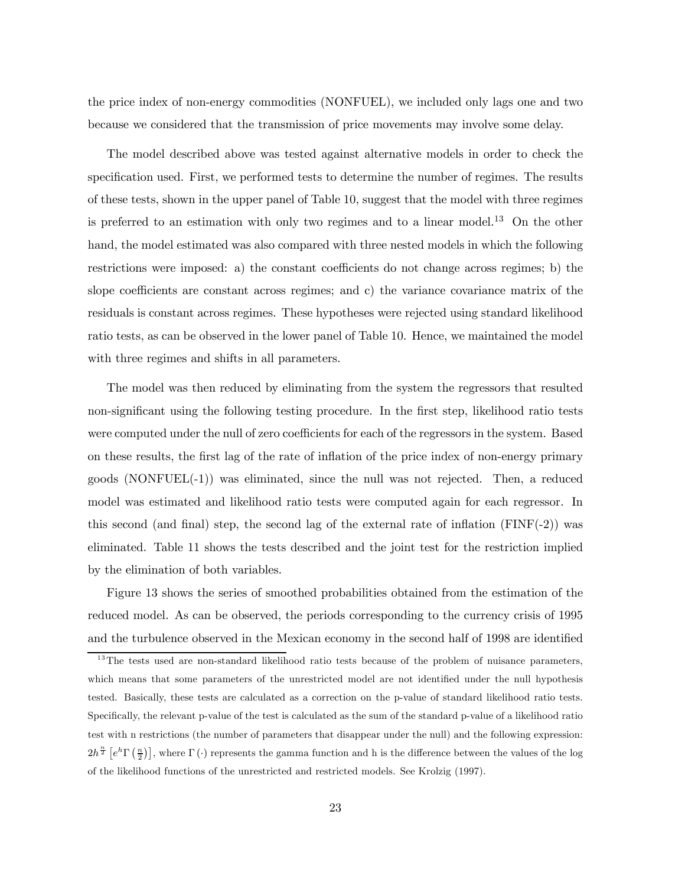the price index of non-energy commodities (NONFUEL), we included only lags one and two because we considered that the transmission of price movements may involve some delay.

The model described above was tested against alternative models in order to check the specification used. First, we performed tests to determine the number of regimes. The results of these tests, shown in the upper panel of Table 10, suggest that the model with three regimes is preferred to an estimation with only two regimes and to a linear model.[13] On the other hand, the model estimated was also compared with three nested models in which the following restrictions were imposed: a) the constant coefficients do not change across regimes; b) the slope coefficients are constant across regimes; and c) the variance covariance matrix of the residuals is constant across regimes. These hypotheses were rejected using standard likelihood ratio tests, as can be observed in the lower panel of Table 10. Hence, we maintained the model with three regimes and shifts in all parameters.

The model was then reduced by eliminating from the system the regressors that resulted non-significant using the following testing procedure. In the first step, likelihood ratio tests were computed under the null of zero coefficients for each of the regressors in the system. Based on these results, the first lag of the rate of inflation of the price index of non-energy primary goods (NONFUEL(-1)) was eliminated, since the null was not rejected. Then, a reduced model was estimated and likelihood ratio tests were computed again for each regressor. In this second (and final) step, the second lag of the external rate of inflation (FINF(-2)) was eliminated. Table 11 shows the tests described and the joint test for the restriction implied by the elimination of both variables.

Figure 13 shows the series of smoothed probabilities obtained from the estimation of the reduced model. As can be observed, the periods corresponding to the currency crisis of 1995 and the turbulence observed in the Mexican economy in the second half of 1998 are identified

[13] The tests used are non-standard likelihood ratio tests because of the problem of nuisance parameters, which means that some parameters of the unrestricted model are not identified under the null hypothesis tested. Basically, these tests are calculated as a correction on the p-value of standard likelihood ratio tests. Specifically, the relevant p-value of the test is calculated as the sum of the standard p-value of a likelihood ratio test with n restrictions (the number of parameters that disappear under the null) and the following expression: $2h^{\frac{n}{2}}\left[e^{h}\Gamma\left(\frac{n}{2}\right)\right]$, where $\Gamma(\cdot)$ represents the gamma function and h is the difference between the values of the log of the likelihood functions of the unrestricted and restricted models. See Krolzig (1997).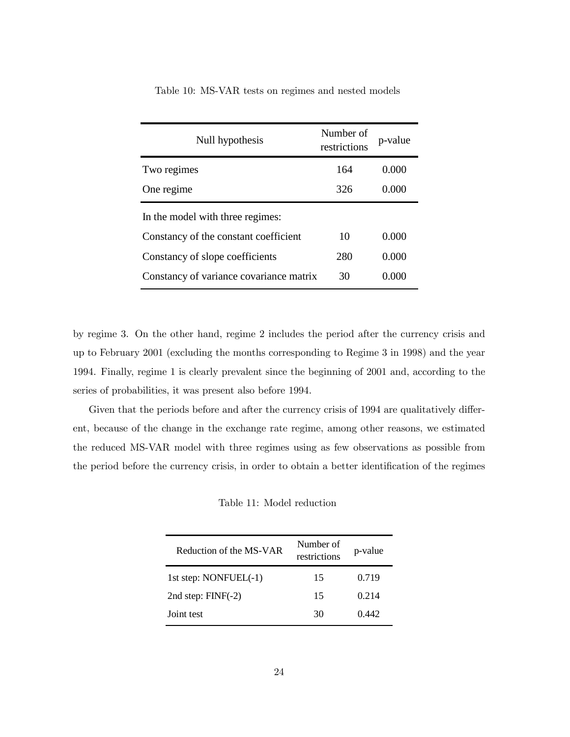Table 10: MS-VAR tests on regimes and nested models

| Null hypothesis | Number of restrictions | p-value |
|---|---|---|
| Two regimes | 164 | 0.000 |
| One regime | 326 | 0.000 |
| In the model with three regimes: | | |
| Constancy of the constant coefficient | 10 | 0.000 |
| Constancy of slope coefficients | 280 | 0.000 |
| Constancy of variance covariance matrix | 30 | 0.000 |

by regime 3. On the other hand, regime 2 includes the period after the currency crisis and up to February 2001 (excluding the months corresponding to Regime 3 in 1998) and the year 1994. Finally, regime 1 is clearly prevalent since the beginning of 2001 and, according to the series of probabilities, it was present also before 1994.

Given that the periods before and after the currency crisis of 1994 are qualitatively different, because of the change in the exchange rate regime, among other reasons, we estimated the reduced MS-VAR model with three regimes using as few observations as possible from the period before the currency crisis, in order to obtain a better identification of the regimes

Table 11: Model reduction

| Reduction of the MS-VAR | Number of restrictions | p-value |
|---|---|---|
| 1st step: NONFUEL(-1) | 15 | 0.719 |
| 2nd step: FINF(-2) | 15 | 0.214 |
| Joint test | 30 | 0.442 |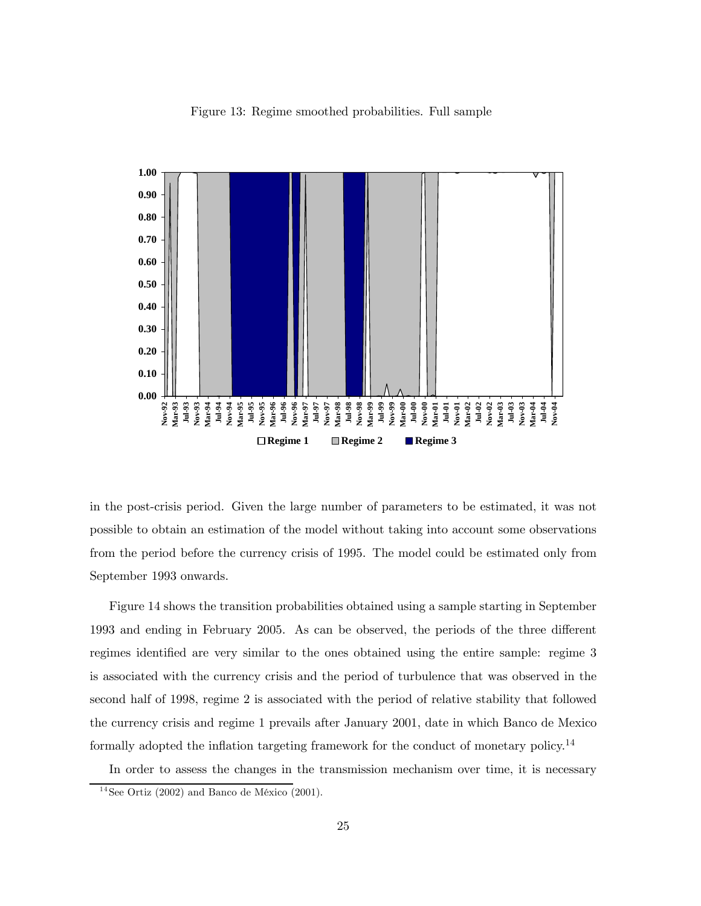Figure 13: Regime smoothed probabilities. Full sample

in the post-crisis period. Given the large number of parameters to be estimated, it was not possible to obtain an estimation of the model without taking into account some observations from the period before the currency crisis of 1995. The model could be estimated only from September 1993 onwards.

Figure 14 shows the transition probabilities obtained using a sample starting in September 1993 and ending in February 2005. As can be observed, the periods of the three different regimes identified are very similar to the ones obtained using the entire sample: regime 3 is associated with the currency crisis and the period of turbulence that was observed in the second half of 1998, regime 2 is associated with the period of relative stability that followed the currency crisis and regime 1 prevails after January 2001, date in which Banco de Mexico formally adopted the inflation targeting framework for the conduct of monetary policy.[14]

In order to assess the changes in the transmission mechanism over time, it is necessary

[14] See Ortiz (2002) and Banco de México (2001).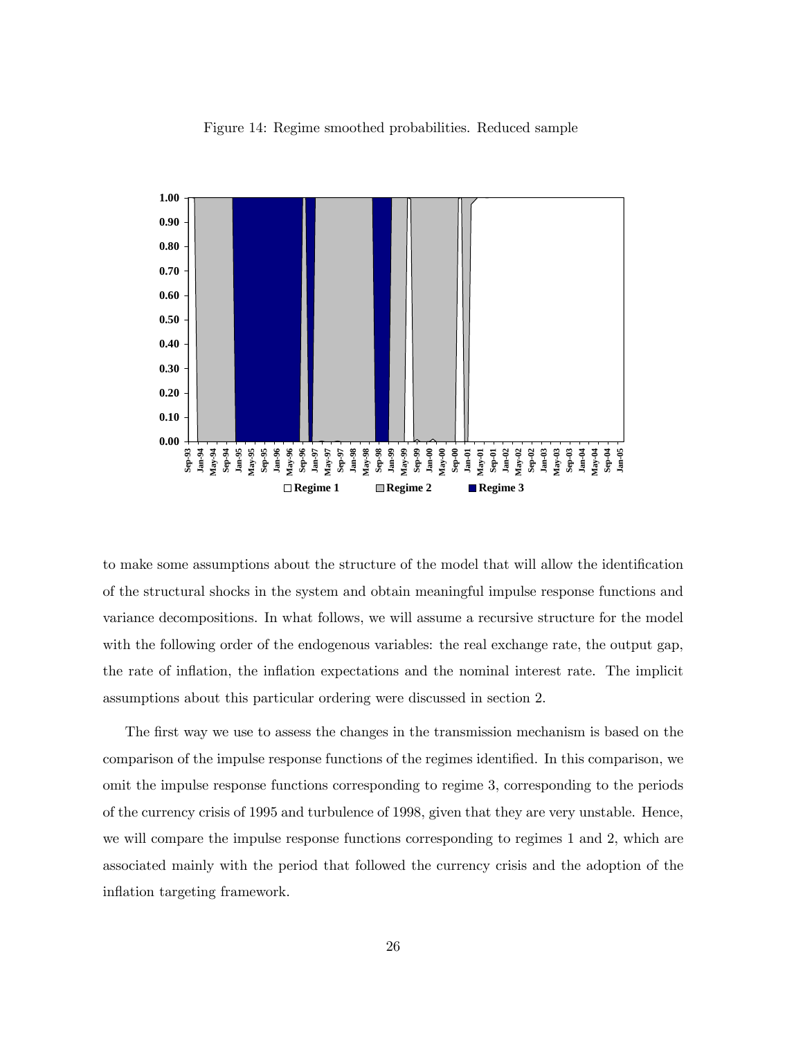Figure 14: Regime smoothed probabilities. Reduced sample

to make some assumptions about the structure of the model that will allow the identification of the structural shocks in the system and obtain meaningful impulse response functions and variance decompositions. In what follows, we will assume a recursive structure for the model with the following order of the endogenous variables: the real exchange rate, the output gap, the rate of inflation, the inflation expectations and the nominal interest rate. The implicit assumptions about this particular ordering were discussed in section 2.

The first way we use to assess the changes in the transmission mechanism is based on the comparison of the impulse response functions of the regimes identified. In this comparison, we omit the impulse response functions corresponding to regime 3, corresponding to the periods of the currency crisis of 1995 and turbulence of 1998, given that they are very unstable. Hence, we will compare the impulse response functions corresponding to regimes 1 and 2, which are associated mainly with the period that followed the currency crisis and the adoption of the inflation targeting framework.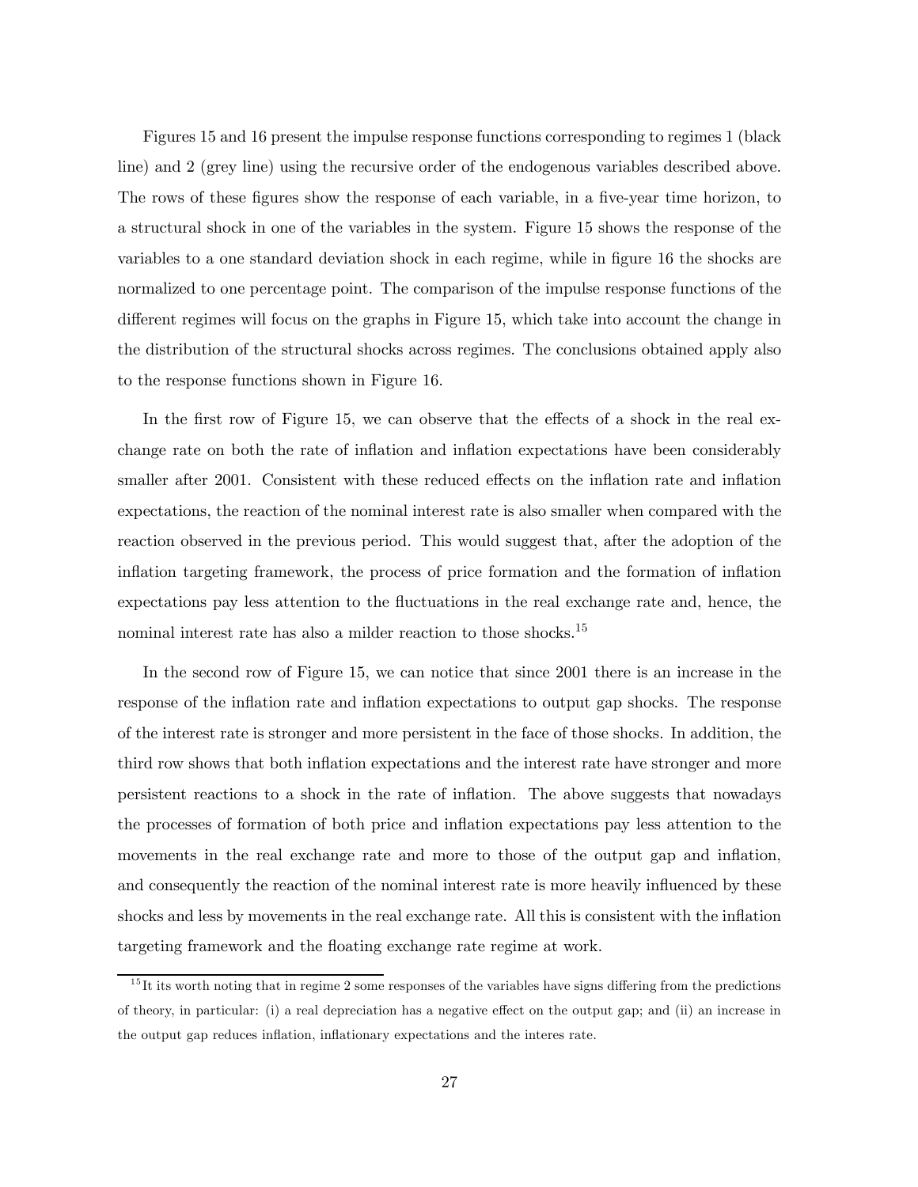Figures 15 and 16 present the impulse response functions corresponding to regimes 1 (black line) and 2 (grey line) using the recursive order of the endogenous variables described above. The rows of these figures show the response of each variable, in a five-year time horizon, to a structural shock in one of the variables in the system. Figure 15 shows the response of the variables to a one standard deviation shock in each regime, while in figure 16 the shocks are normalized to one percentage point. The comparison of the impulse response functions of the different regimes will focus on the graphs in Figure 15, which take into account the change in the distribution of the structural shocks across regimes. The conclusions obtained apply also to the response functions shown in Figure 16.

In the first row of Figure 15, we can observe that the effects of a shock in the real exchange rate on both the rate of inflation and inflation expectations have been considerably smaller after 2001. Consistent with these reduced effects on the inflation rate and inflation expectations, the reaction of the nominal interest rate is also smaller when compared with the reaction observed in the previous period. This would suggest that, after the adoption of the inflation targeting framework, the process of price formation and the formation of inflation expectations pay less attention to the fluctuations in the real exchange rate and, hence, the nominal interest rate has also a milder reaction to those shocks.[15]

In the second row of Figure 15, we can notice that since 2001 there is an increase in the response of the inflation rate and inflation expectations to output gap shocks. The response of the interest rate is stronger and more persistent in the face of those shocks. In addition, the third row shows that both inflation expectations and the interest rate have stronger and more persistent reactions to a shock in the rate of inflation. The above suggests that nowadays the processes of formation of both price and inflation expectations pay less attention to the movements in the real exchange rate and more to those of the output gap and inflation, and consequently the reaction of the nominal interest rate is more heavily influenced by these shocks and less by movements in the real exchange rate. All this is consistent with the inflation targeting framework and the floating exchange rate regime at work.

[15] It its worth noting that in regime 2 some responses of the variables have signs differing from the predictions of theory, in particular: (i) a real depreciation has a negative effect on the output gap; and (ii) an increase in the output gap reduces inflation, inflationary expectations and the interes rate.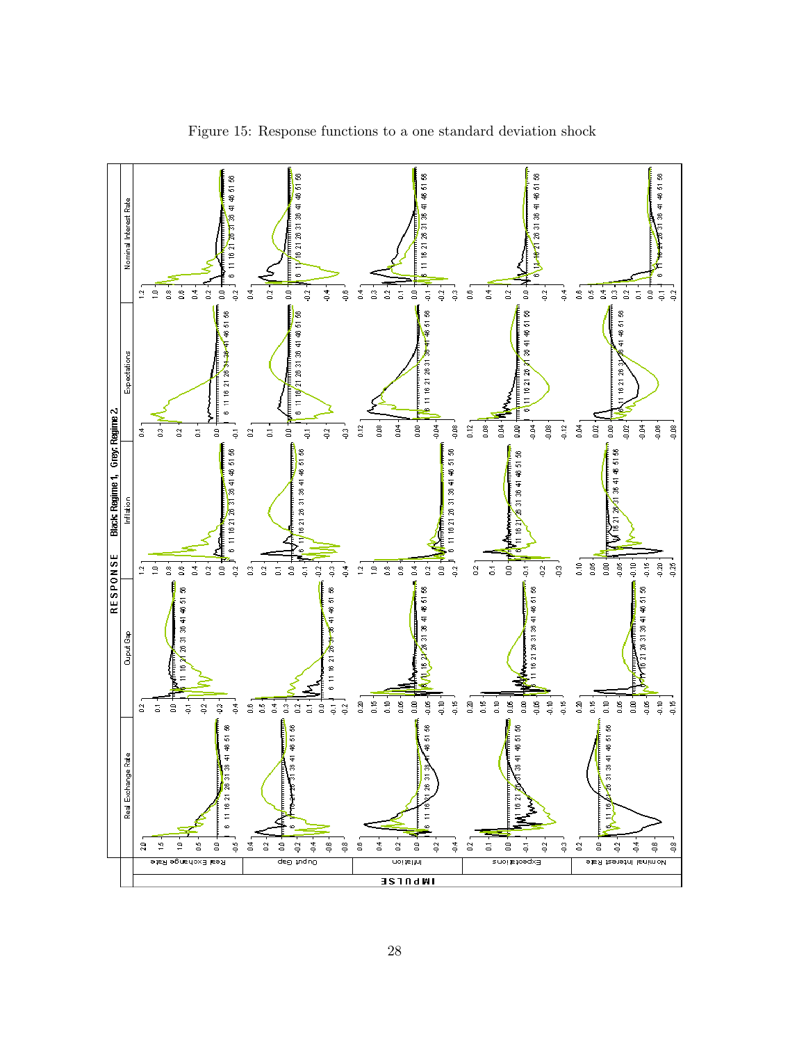Figure 15: Response functions to a one standard deviation shock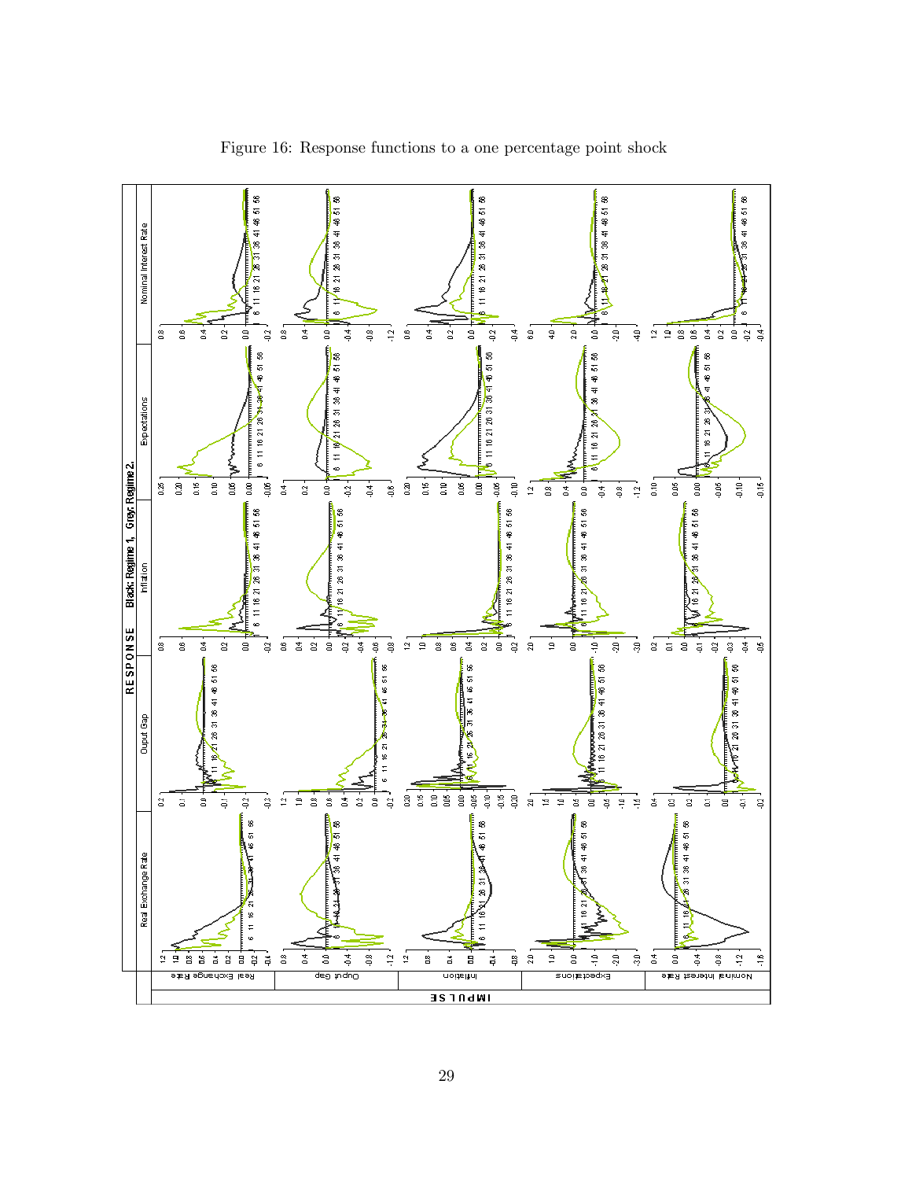Figure 16: Response functions to a one percentage point shock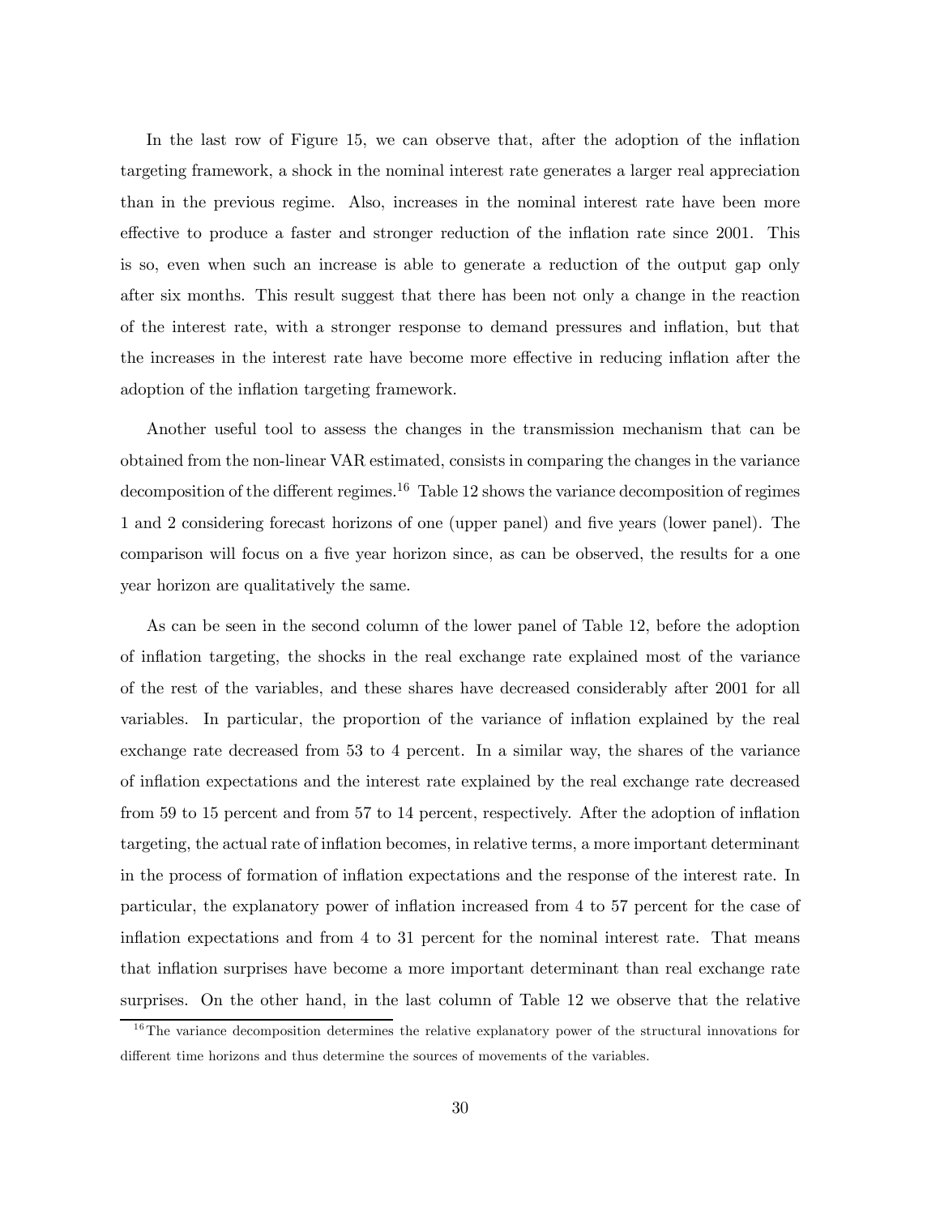In the last row of Figure 15, we can observe that, after the adoption of the inflation targeting framework, a shock in the nominal interest rate generates a larger real appreciation than in the previous regime. Also, increases in the nominal interest rate have been more effective to produce a faster and stronger reduction of the inflation rate since 2001. This is so, even when such an increase is able to generate a reduction of the output gap only after six months. This result suggest that there has been not only a change in the reaction of the interest rate, with a stronger response to demand pressures and inflation, but that the increases in the interest rate have become more effective in reducing inflation after the adoption of the inflation targeting framework.

Another useful tool to assess the changes in the transmission mechanism that can be obtained from the non-linear VAR estimated, consists in comparing the changes in the variance decomposition of the different regimes.[16] Table 12 shows the variance decomposition of regimes 1 and 2 considering forecast horizons of one (upper panel) and five years (lower panel). The comparison will focus on a five year horizon since, as can be observed, the results for a one year horizon are qualitatively the same.

As can be seen in the second column of the lower panel of Table 12, before the adoption of inflation targeting, the shocks in the real exchange rate explained most of the variance of the rest of the variables, and these shares have decreased considerably after 2001 for all variables. In particular, the proportion of the variance of inflation explained by the real exchange rate decreased from 53 to 4 percent. In a similar way, the shares of the variance of inflation expectations and the interest rate explained by the real exchange rate decreased from 59 to 15 percent and from 57 to 14 percent, respectively. After the adoption of inflation targeting, the actual rate of inflation becomes, in relative terms, a more important determinant in the process of formation of inflation expectations and the response of the interest rate. In particular, the explanatory power of inflation increased from 4 to 57 percent for the case of inflation expectations and from 4 to 31 percent for the nominal interest rate. That means that inflation surprises have become a more important determinant than real exchange rate surprises. On the other hand, in the last column of Table 12 we observe that the relative

[16] The variance decomposition determines the relative explanatory power of the structural innovations for different time horizons and thus determine the sources of movements of the variables.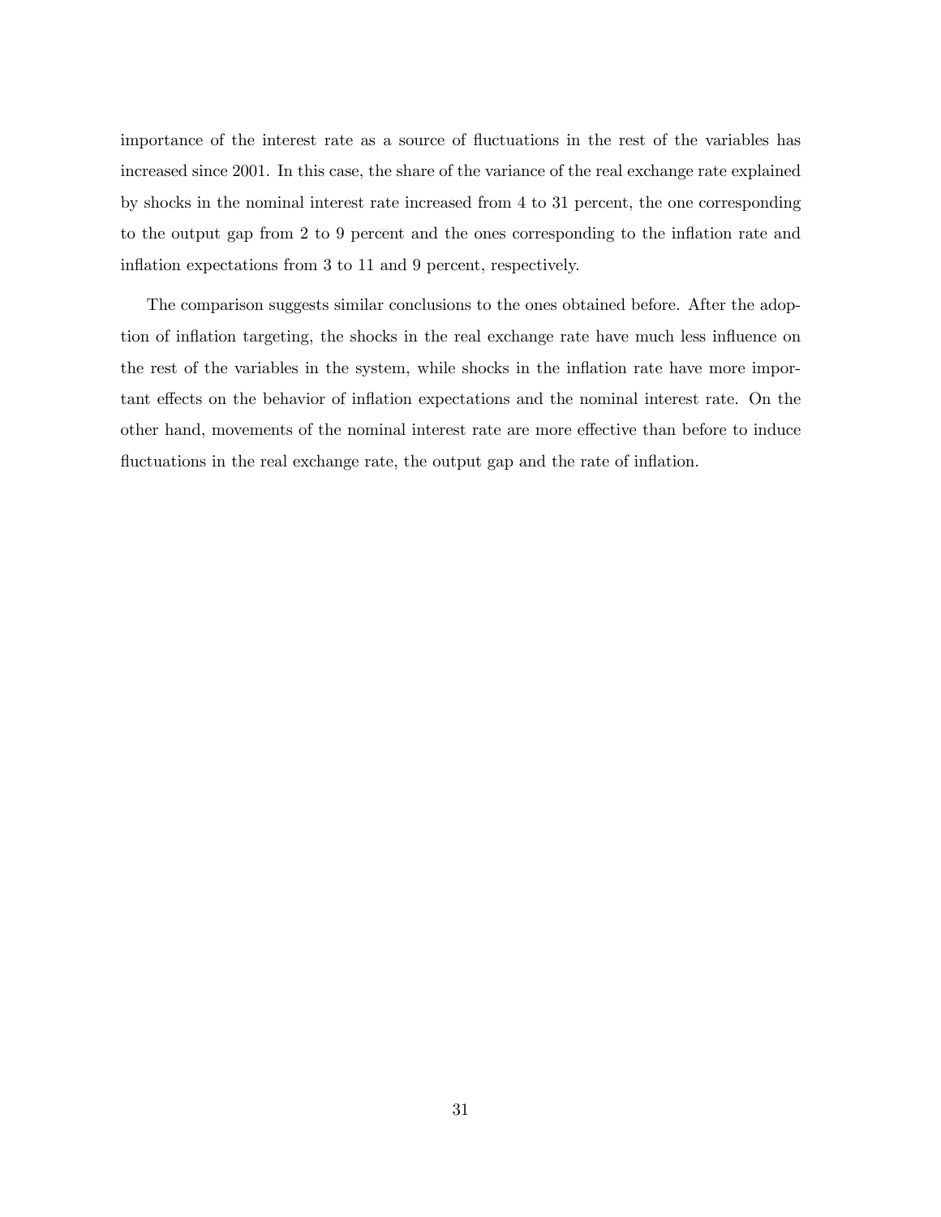importance of the interest rate as a source of fluctuations in the rest of the variables has increased since 2001. In this case, the share of the variance of the real exchange rate explained by shocks in the nominal interest rate increased from 4 to 31 percent, the one corresponding to the output gap from 2 to 9 percent and the ones corresponding to the inflation rate and inflation expectations from 3 to 11 and 9 percent, respectively.

The comparison suggests similar conclusions to the ones obtained before. After the adoption of inflation targeting, the shocks in the real exchange rate have much less influence on the rest of the variables in the system, while shocks in the inflation rate have more important effects on the behavior of inflation expectations and the nominal interest rate. On the other hand, movements of the nominal interest rate are more effective than before to induce fluctuations in the real exchange rate, the output gap and the rate of inflation.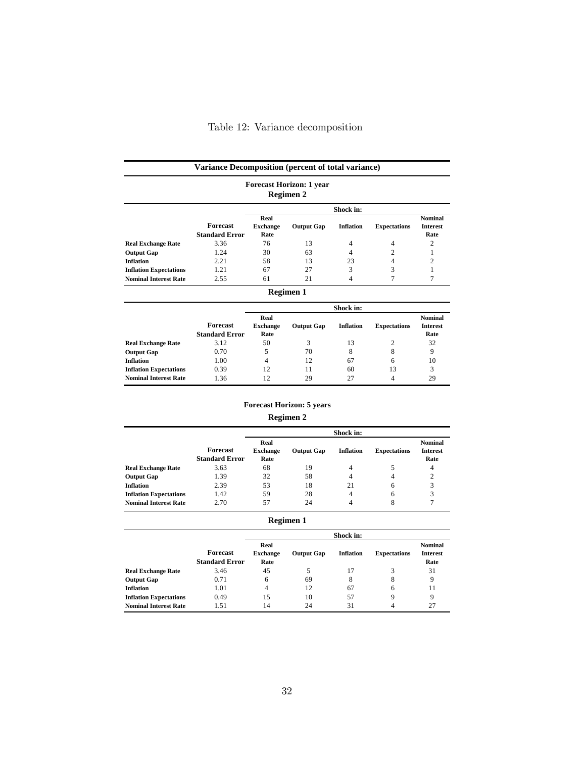Table 12: Variance decomposition

**Variance Decomposition (percent of total variance)**

**Forecast Horizon: 1 year**

**Regimen 2**

| | Forecast Standard Error | Shock in: Real Exchange Rate | Output Gap | Inflation | Expectations | Nominal Interest Rate |
|---|---|---|---|---|---|---|
| **Real Exchange Rate** | 3.36 | 76 | 13 | 4 | 4 | 2 |
| **Output Gap** | 1.24 | 30 | 63 | 4 | 2 | 1 |
| **Inflation** | 2.21 | 58 | 13 | 23 | 4 | 2 |
| **Inflation Expectations** | 1.21 | 67 | 27 | 3 | 3 | 1 |
| **Nominal Interest Rate** | 2.55 | 61 | 21 | 4 | 7 | 7 |

**Regimen 1**

| | Forecast Standard Error | Shock in: Real Exchange Rate | Output Gap | Inflation | Expectations | Nominal Interest Rate |
|---|---|---|---|---|---|---|
| **Real Exchange Rate** | 3.12 | 50 | 3 | 13 | 2 | 32 |
| **Output Gap** | 0.70 | 5 | 70 | 8 | 8 | 9 |
| **Inflation** | 1.00 | 4 | 12 | 67 | 6 | 10 |
| **Inflation Expectations** | 0.39 | 12 | 11 | 60 | 13 | 3 |
| **Nominal Interest Rate** | 1.36 | 12 | 29 | 27 | 4 | 29 |

**Forecast Horizon: 5 years**

**Regimen 2**

| | Forecast Standard Error | Shock in: Real Exchange Rate | Output Gap | Inflation | Expectations | Nominal Interest Rate |
|---|---|---|---|---|---|---|
| **Real Exchange Rate** | 3.63 | 68 | 19 | 4 | 5 | 4 |
| **Output Gap** | 1.39 | 32 | 58 | 4 | 4 | 2 |
| **Inflation** | 2.39 | 53 | 18 | 21 | 6 | 3 |
| **Inflation Expectations** | 1.42 | 59 | 28 | 4 | 6 | 3 |
| **Nominal Interest Rate** | 2.70 | 57 | 24 | 4 | 8 | 7 |

**Regimen 1**

| | Forecast Standard Error | Shock in: Real Exchange Rate | Output Gap | Inflation | Expectations | Nominal Interest Rate |
|---|---|---|---|---|---|---|
| **Real Exchange Rate** | 3.46 | 45 | 5 | 17 | 3 | 31 |
| **Output Gap** | 0.71 | 6 | 69 | 8 | 8 | 9 |
| **Inflation** | 1.01 | 4 | 12 | 67 | 6 | 11 |
| **Inflation Expectations** | 0.49 | 15 | 10 | 57 | 9 | 9 |
| **Nominal Interest Rate** | 1.51 | 14 | 24 | 31 | 4 | 27 |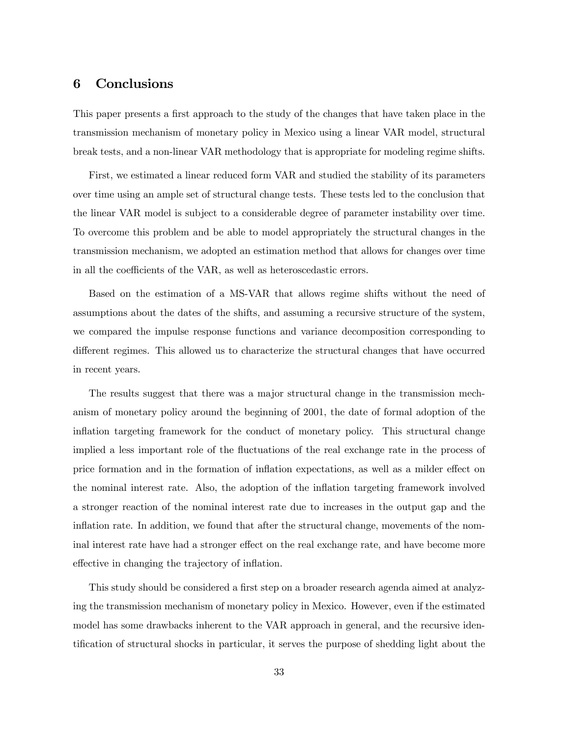# 6 Conclusions

This paper presents a first approach to the study of the changes that have taken place in the transmission mechanism of monetary policy in Mexico using a linear VAR model, structural break tests, and a non-linear VAR methodology that is appropriate for modeling regime shifts.

First, we estimated a linear reduced form VAR and studied the stability of its parameters over time using an ample set of structural change tests. These tests led to the conclusion that the linear VAR model is subject to a considerable degree of parameter instability over time. To overcome this problem and be able to model appropriately the structural changes in the transmission mechanism, we adopted an estimation method that allows for changes over time in all the coefficients of the VAR, as well as heteroscedastic errors.

Based on the estimation of a MS-VAR that allows regime shifts without the need of assumptions about the dates of the shifts, and assuming a recursive structure of the system, we compared the impulse response functions and variance decomposition corresponding to different regimes. This allowed us to characterize the structural changes that have occurred in recent years.

The results suggest that there was a major structural change in the transmission mechanism of monetary policy around the beginning of 2001, the date of formal adoption of the inflation targeting framework for the conduct of monetary policy. This structural change implied a less important role of the fluctuations of the real exchange rate in the process of price formation and in the formation of inflation expectations, as well as a milder effect on the nominal interest rate. Also, the adoption of the inflation targeting framework involved a stronger reaction of the nominal interest rate due to increases in the output gap and the inflation rate. In addition, we found that after the structural change, movements of the nominal interest rate have had a stronger effect on the real exchange rate, and have become more effective in changing the trajectory of inflation.

This study should be considered a first step on a broader research agenda aimed at analyzing the transmission mechanism of monetary policy in Mexico. However, even if the estimated model has some drawbacks inherent to the VAR approach in general, and the recursive identification of structural shocks in particular, it serves the purpose of shedding light about the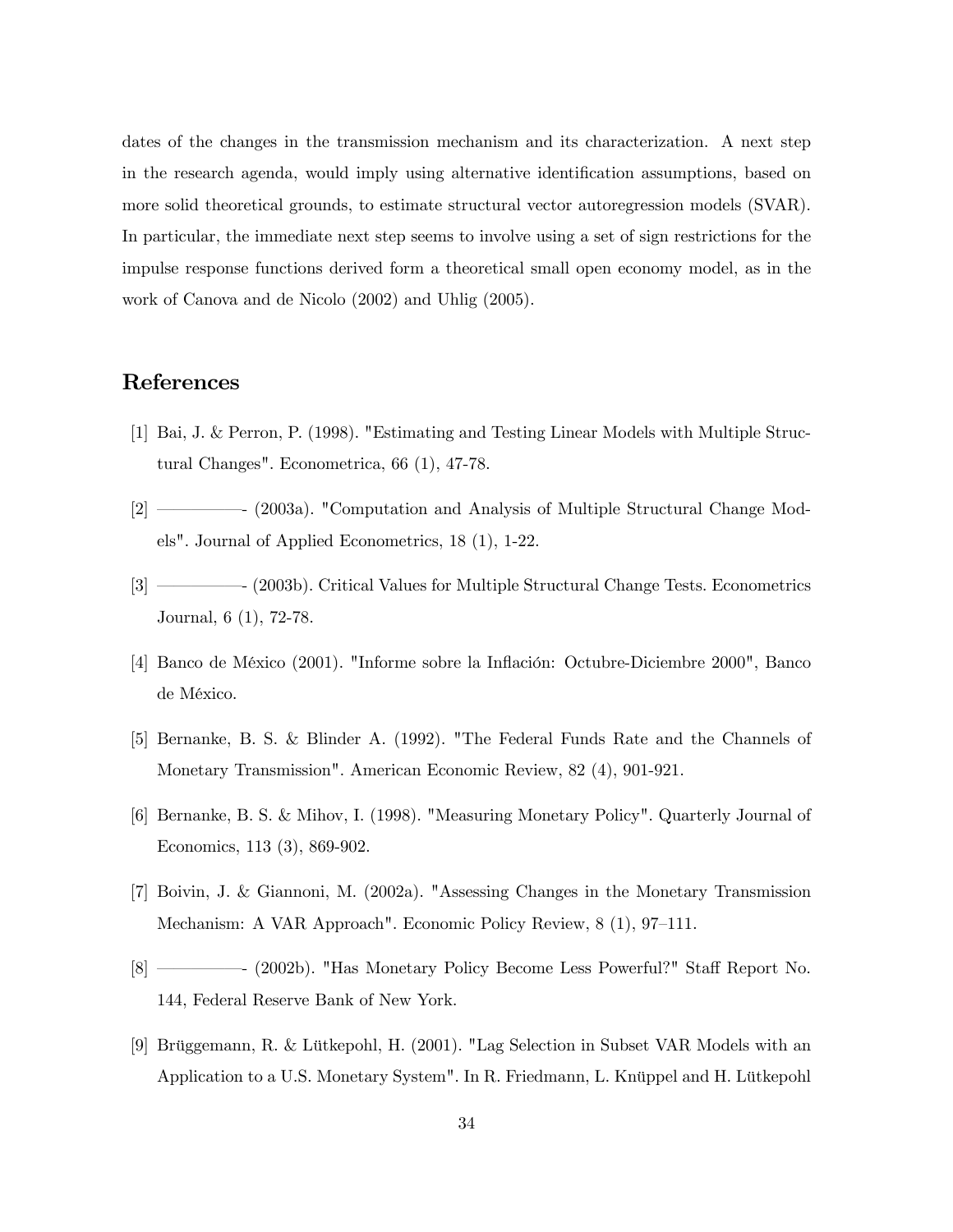dates of the changes in the transmission mechanism and its characterization. A next step in the research agenda, would imply using alternative identification assumptions, based on more solid theoretical grounds, to estimate structural vector autoregression models (SVAR). In particular, the immediate next step seems to involve using a set of sign restrictions for the impulse response functions derived form a theoretical small open economy model, as in the work of Canova and de Nicolo (2002) and Uhlig (2005).

## References

[1] Bai, J. & Perron, P. (1998). "Estimating and Testing Linear Models with Multiple Structural Changes". Econometrica, 66 (1), 47-78.

[2] ————- (2003a). "Computation and Analysis of Multiple Structural Change Models". Journal of Applied Econometrics, 18 (1), 1-22.

[3] ————- (2003b). Critical Values for Multiple Structural Change Tests. Econometrics Journal, 6 (1), 72-78.

[4] Banco de México (2001). "Informe sobre la Inflación: Octubre-Diciembre 2000", Banco de México.

[5] Bernanke, B. S. & Blinder A. (1992). "The Federal Funds Rate and the Channels of Monetary Transmission". American Economic Review, 82 (4), 901-921.

[6] Bernanke, B. S. & Mihov, I. (1998). "Measuring Monetary Policy". Quarterly Journal of Economics, 113 (3), 869-902.

[7] Boivin, J. & Giannoni, M. (2002a). "Assessing Changes in the Monetary Transmission Mechanism: A VAR Approach". Economic Policy Review, 8 (1), 97–111.

[8] ————- (2002b). "Has Monetary Policy Become Less Powerful?" Staff Report No. 144, Federal Reserve Bank of New York.

[9] Brüggemann, R. & Lütkepohl, H. (2001). "Lag Selection in Subset VAR Models with an Application to a U.S. Monetary System". In R. Friedmann, L. Knüppel and H. Lütkepohl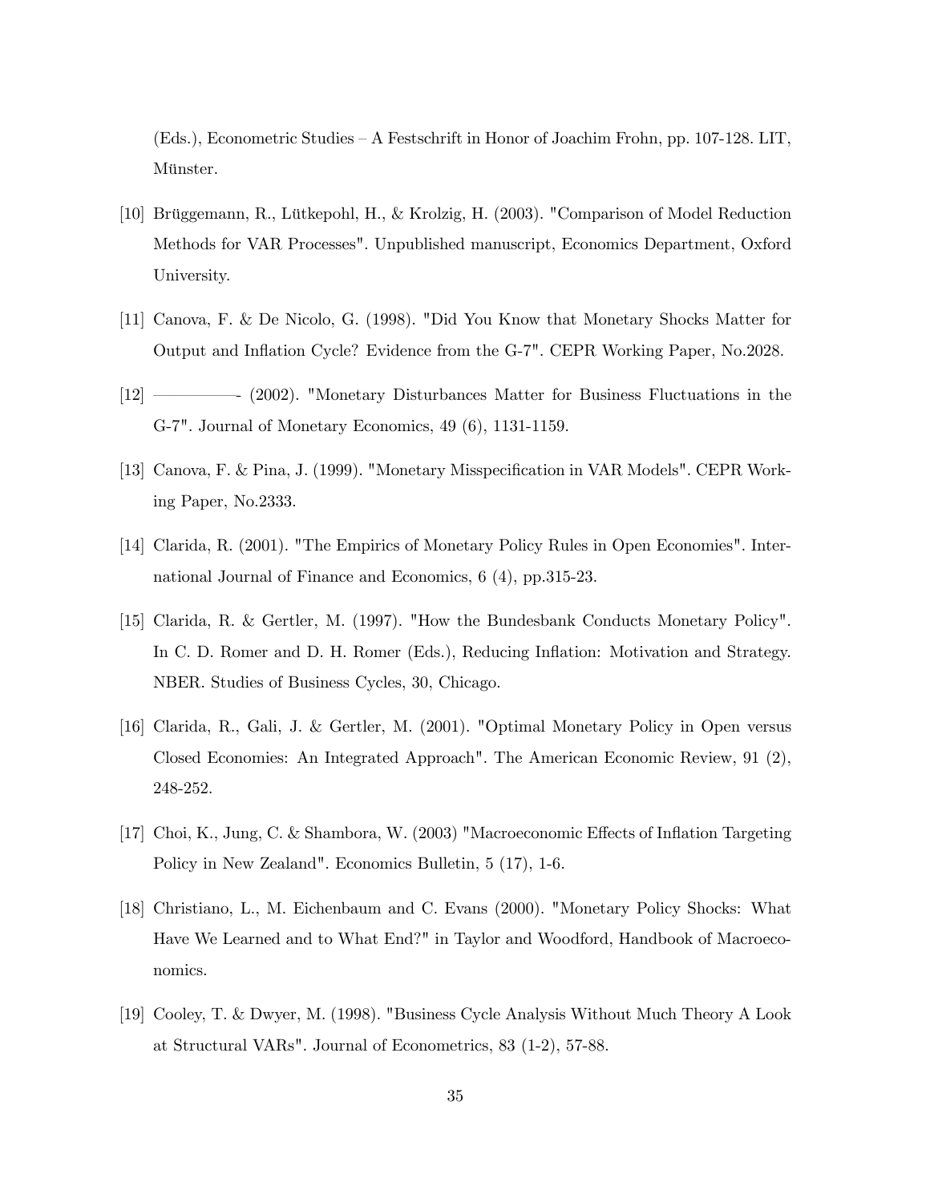(Eds.), Econometric Studies – A Festschrift in Honor of Joachim Frohn, pp. 107-128. LIT, Münster.

[10] Brüggemann, R., Lütkepohl, H., & Krolzig, H. (2003). "Comparison of Model Reduction Methods for VAR Processes". Unpublished manuscript, Economics Department, Oxford University.

[11] Canova, F. & De Nicolo, G. (1998). "Did You Know that Monetary Shocks Matter for Output and Inflation Cycle? Evidence from the G-7". CEPR Working Paper, No.2028.

[12] ——————- (2002). "Monetary Disturbances Matter for Business Fluctuations in the G-7". Journal of Monetary Economics, 49 (6), 1131-1159.

[13] Canova, F. & Pina, J. (1999). "Monetary Misspecification in VAR Models". CEPR Working Paper, No.2333.

[14] Clarida, R. (2001). "The Empirics of Monetary Policy Rules in Open Economies". International Journal of Finance and Economics, 6 (4), pp.315-23.

[15] Clarida, R. & Gertler, M. (1997). "How the Bundesbank Conducts Monetary Policy". In C. D. Romer and D. H. Romer (Eds.), Reducing Inflation: Motivation and Strategy. NBER. Studies of Business Cycles, 30, Chicago.

[16] Clarida, R., Gali, J. & Gertler, M. (2001). "Optimal Monetary Policy in Open versus Closed Economies: An Integrated Approach". The American Economic Review, 91 (2), 248-252.

[17] Choi, K., Jung, C. & Shambora, W. (2003) "Macroeconomic Effects of Inflation Targeting Policy in New Zealand". Economics Bulletin, 5 (17), 1-6.

[18] Christiano, L., M. Eichenbaum and C. Evans (2000). "Monetary Policy Shocks: What Have We Learned and to What End?" in Taylor and Woodford, Handbook of Macroeconomics.

[19] Cooley, T. & Dwyer, M. (1998). "Business Cycle Analysis Without Much Theory A Look at Structural VARs". Journal of Econometrics, 83 (1-2), 57-88.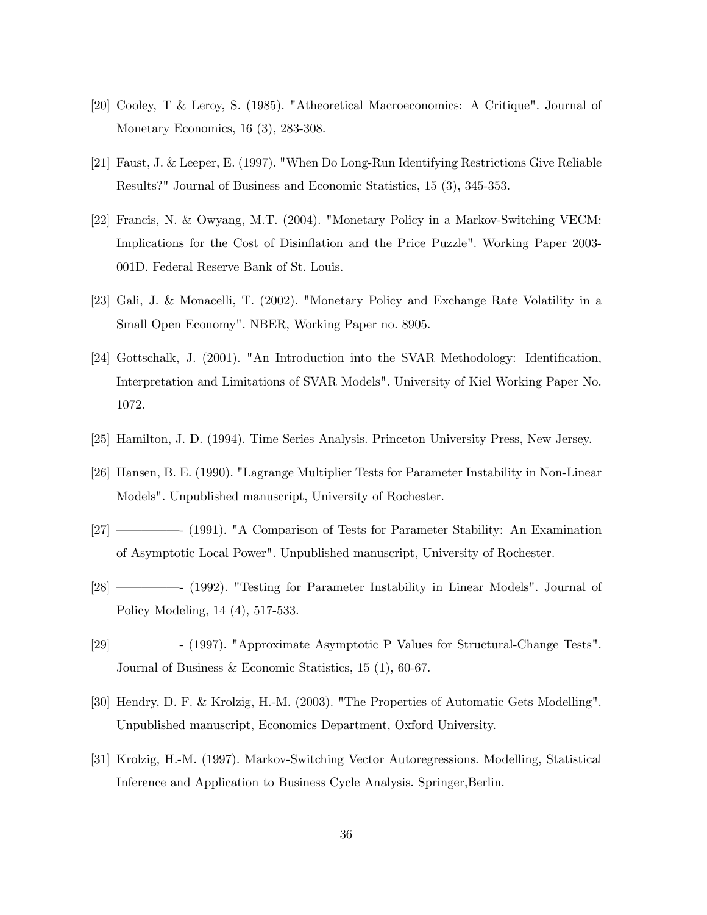[20] Cooley, T & Leroy, S. (1985). "Atheoretical Macroeconomics: A Critique". Journal of Monetary Economics, 16 (3), 283-308.

[21] Faust, J. & Leeper, E. (1997). "When Do Long-Run Identifying Restrictions Give Reliable Results?" Journal of Business and Economic Statistics, 15 (3), 345-353.

[22] Francis, N. & Owyang, M.T. (2004). "Monetary Policy in a Markov-Switching VECM: Implications for the Cost of Disinflation and the Price Puzzle". Working Paper 2003-001D. Federal Reserve Bank of St. Louis.

[23] Gali, J. & Monacelli, T. (2002). "Monetary Policy and Exchange Rate Volatility in a Small Open Economy". NBER, Working Paper no. 8905.

[24] Gottschalk, J. (2001). "An Introduction into the SVAR Methodology: Identification, Interpretation and Limitations of SVAR Models". University of Kiel Working Paper No. 1072.

[25] Hamilton, J. D. (1994). Time Series Analysis. Princeton University Press, New Jersey.

[26] Hansen, B. E. (1990). "Lagrange Multiplier Tests for Parameter Instability in Non-Linear Models". Unpublished manuscript, University of Rochester.

[27] ————- (1991). "A Comparison of Tests for Parameter Stability: An Examination of Asymptotic Local Power". Unpublished manuscript, University of Rochester.

[28] ————- (1992). "Testing for Parameter Instability in Linear Models". Journal of Policy Modeling, 14 (4), 517-533.

[29] ————- (1997). "Approximate Asymptotic P Values for Structural-Change Tests". Journal of Business & Economic Statistics, 15 (1), 60-67.

[30] Hendry, D. F. & Krolzig, H.-M. (2003). "The Properties of Automatic Gets Modelling". Unpublished manuscript, Economics Department, Oxford University.

[31] Krolzig, H.-M. (1997). Markov-Switching Vector Autoregressions. Modelling, Statistical Inference and Application to Business Cycle Analysis. Springer,Berlin.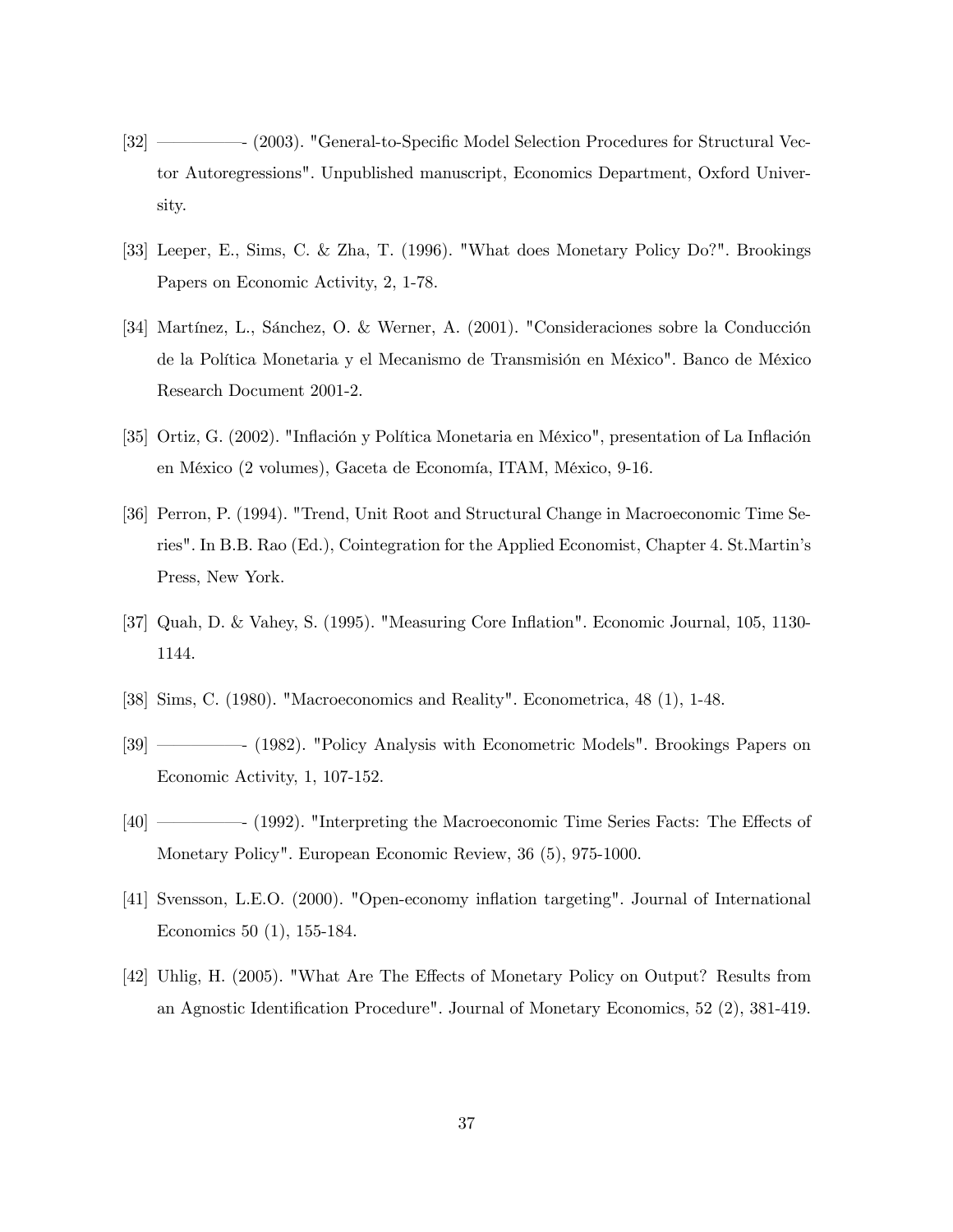[32] ————- (2003). "General-to-Specific Model Selection Procedures for Structural Vector Autoregressions". Unpublished manuscript, Economics Department, Oxford University.

[33] Leeper, E., Sims, C. & Zha, T. (1996). "What does Monetary Policy Do?". Brookings Papers on Economic Activity, 2, 1-78.

[34] Martínez, L., Sánchez, O. & Werner, A. (2001). "Consideraciones sobre la Conducción de la Política Monetaria y el Mecanismo de Transmisión en México". Banco de México Research Document 2001-2.

[35] Ortiz, G. (2002). "Inflación y Política Monetaria en México", presentation of La Inflación en México (2 volumes), Gaceta de Economía, ITAM, México, 9-16.

[36] Perron, P. (1994). "Trend, Unit Root and Structural Change in Macroeconomic Time Series". In B.B. Rao (Ed.), Cointegration for the Applied Economist, Chapter 4. St.Martin's Press, New York.

[37] Quah, D. & Vahey, S. (1995). "Measuring Core Inflation". Economic Journal, 105, 1130-1144.

[38] Sims, C. (1980). "Macroeconomics and Reality". Econometrica, 48 (1), 1-48.

[39] ————- (1982). "Policy Analysis with Econometric Models". Brookings Papers on Economic Activity, 1, 107-152.

[40] ————- (1992). "Interpreting the Macroeconomic Time Series Facts: The Effects of Monetary Policy". European Economic Review, 36 (5), 975-1000.

[41] Svensson, L.E.O. (2000). "Open-economy inflation targeting". Journal of International Economics 50 (1), 155-184.

[42] Uhlig, H. (2005). "What Are The Effects of Monetary Policy on Output? Results from an Agnostic Identification Procedure". Journal of Monetary Economics, 52 (2), 381-419.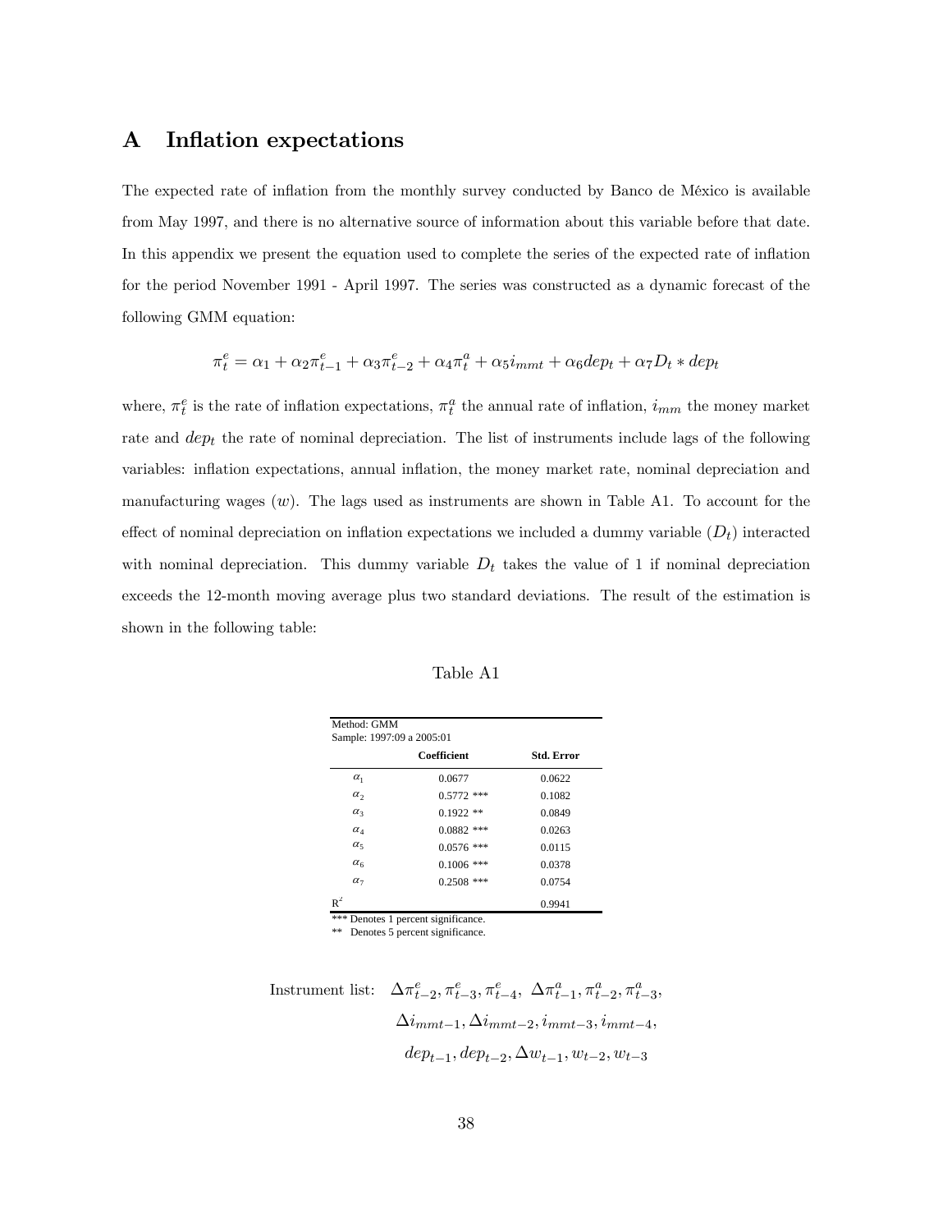# A Inflation expectations

The expected rate of inflation from the monthly survey conducted by Banco de México is available from May 1997, and there is no alternative source of information about this variable before that date. In this appendix we present the equation used to complete the series of the expected rate of inflation for the period November 1991 - April 1997. The series was constructed as a dynamic forecast of the following GMM equation:

$$\pi_t^e = \alpha_1 + \alpha_2 \pi_{t-1}^e + \alpha_3 \pi_{t-2}^e + \alpha_4 \pi_t^a + \alpha_5 i_{mmt} + \alpha_6 dep_t + \alpha_7 D_t * dep_t$$

where, $\pi_t^e$ is the rate of inflation expectations, $\pi_t^a$ the annual rate of inflation, $i_{mm}$ the money market rate and $dep_t$ the rate of nominal depreciation. The list of instruments include lags of the following variables: inflation expectations, annual inflation, the money market rate, nominal depreciation and manufacturing wages ($w$). The lags used as instruments are shown in Table A1. To account for the effect of nominal depreciation on inflation expectations we included a dummy variable ($D_t$) interacted with nominal depreciation. This dummy variable $D_t$ takes the value of 1 if nominal depreciation exceeds the 12-month moving average plus two standard deviations. The result of the estimation is shown in the following table:

Table A1

Method: GMM
Sample: 1997:09 a 2005:01

| | Coefficient | Std. Error |
|---|---|---|
| $\alpha_1$ | 0.0677 | 0.0622 |
| $\alpha_2$ | 0.5772 *** | 0.1082 |
| $\alpha_3$ | 0.1922 ** | 0.0849 |
| $\alpha_4$ | 0.0882 *** | 0.0263 |
| $\alpha_5$ | 0.0576 *** | 0.0115 |
| $\alpha_6$ | 0.1006 *** | 0.0378 |
| $\alpha_7$ | 0.2508 *** | 0.0754 |
| $R^2$ | | 0.9941 |

*** Denotes 1 percent significance.
** Denotes 5 percent significance.

Instrument list: $\Delta\pi_{t-2}^e, \pi_{t-3}^e, \pi_{t-4}^e, \ \Delta\pi_{t-1}^a, \pi_{t-2}^a, \pi_{t-3}^a,$
$\Delta i_{mmt-1}, \Delta i_{mmt-2}, i_{mmt-3}, i_{mmt-4},$
$dep_{t-1}, dep_{t-2}, \Delta w_{t-1}, w_{t-2}, w_{t-3}$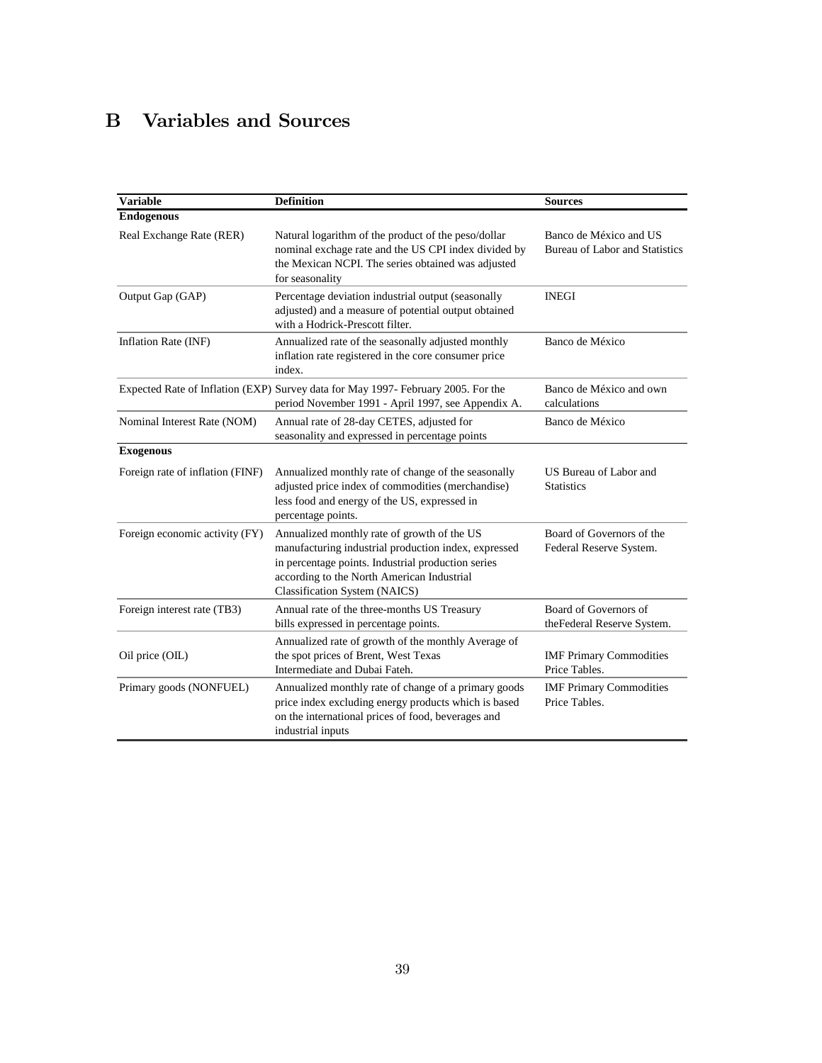# B Variables and Sources

| Variable | Definition | Sources |
|---|---|---|
| **Endogenous** | | |
| Real Exchange Rate (RER) | Natural logarithm of the product of the peso/dollar nominal exchage rate and the US CPI index divided by the Mexican NCPI. The series obtained was adjusted for seasonality | Banco de México and US Bureau of Labor and Statistics |
| Output Gap (GAP) | Percentage deviation industrial output (seasonally adjusted) and a measure of potential output obtained with a Hodrick-Prescott filter. | INEGI |
| Inflation Rate (INF) | Annualized rate of the seasonally adjusted monthly inflation rate registered in the core consumer price index. | Banco de México |
| Expected Rate of Inflation (EXP) | Survey data for May 1997- February 2005. For the period November 1991 - April 1997, see Appendix A. | Banco de México and own calculations |
| Nominal Interest Rate (NOM) | Annual rate of 28-day CETES, adjusted for seasonality and expressed in percentage points | Banco de México |
| **Exogenous** | | |
| Foreign rate of inflation (FINF) | Annualized monthly rate of change of the seasonally adjusted price index of commodities (merchandise) less food and energy of the US, expressed in percentage points. | US Bureau of Labor and Statistics |
| Foreign economic activity (FY) | Annualized monthly rate of growth of the US manufacturing industrial production index, expressed in percentage points. Industrial production series according to the North American Industrial Classification System (NAICS) | Board of Governors of the Federal Reserve System. |
| Foreign interest rate (TB3) | Annual rate of the three-months US Treasury bills expressed in percentage points. | Board of Governors of theFederal Reserve System. |
| Oil price (OIL) | Annualized rate of growth of the monthly Average of the spot prices of Brent, West Texas Intermediate and Dubai Fateh. | IMF Primary Commodities Price Tables. |
| Primary goods (NONFUEL) | Annualized monthly rate of change of a primary goods price index excluding energy products which is based on the international prices of food, beverages and industrial inputs | IMF Primary Commodities Price Tables. |